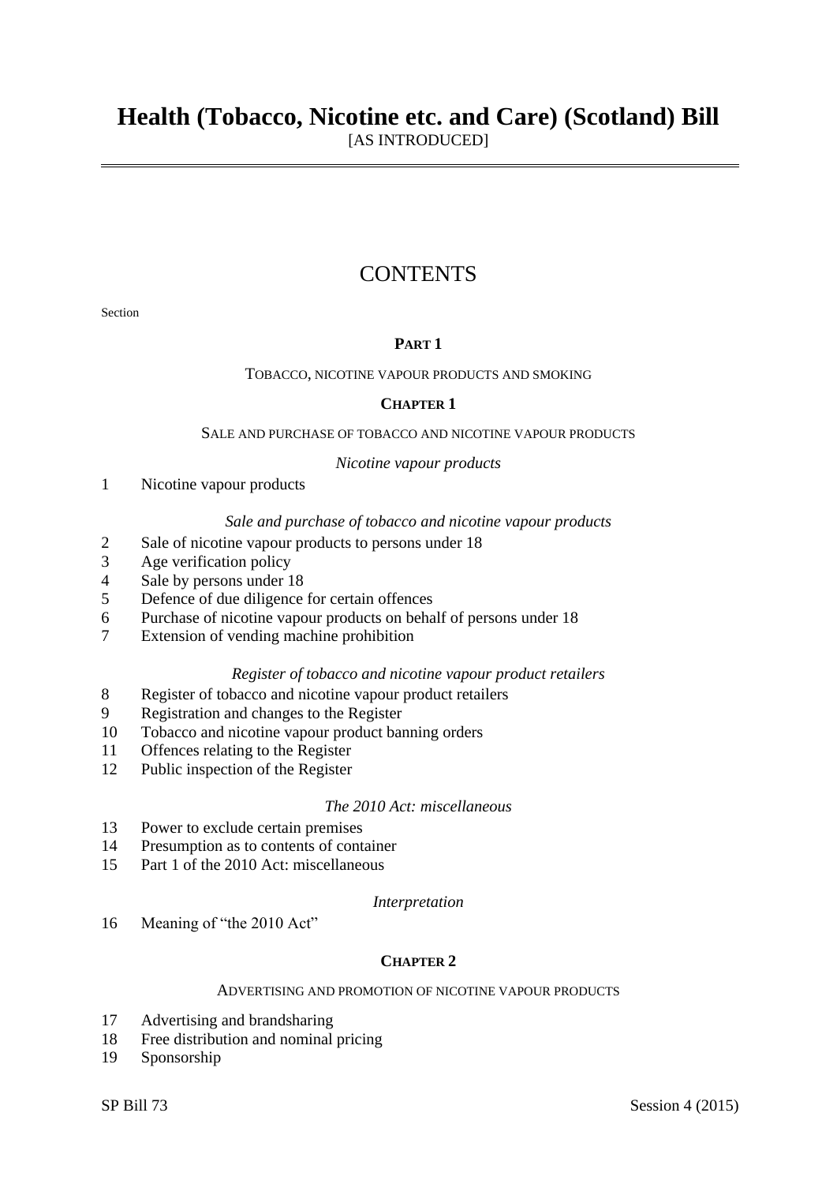# Health (Tobacco, Nicotine etc. and Care) (Scotland) Bill

[AS INTRODUCED]

## CONTENTS

Section

### PART 1

TOBACCO, NICOTINE VAPOUR PRODUCTS AND SMOKING

### CHAPTER 1

SALE AND PURCHASE OF TOBACCO AND NICOTINE VAPOUR PRODUCTS

*Nicotine vapour products*

1 Nicotine vapour products

*Sale and purchase of tobacco and nicotine vapour products*

2 Sale of nicotine vapour products to persons under 18
3 Age verification policy
4 Sale by persons under 18
5 Defence of due diligence for certain offences
6 Purchase of nicotine vapour products on behalf of persons under 18
7 Extension of vending machine prohibition

*Register of tobacco and nicotine vapour product retailers*

8 Register of tobacco and nicotine vapour product retailers
9 Registration and changes to the Register
10 Tobacco and nicotine vapour product banning orders
11 Offences relating to the Register
12 Public inspection of the Register

*The 2010 Act: miscellaneous*

13 Power to exclude certain premises
14 Presumption as to contents of container
15 Part 1 of the 2010 Act: miscellaneous

*Interpretation*

16 Meaning of "the 2010 Act"

### CHAPTER 2

ADVERTISING AND PROMOTION OF NICOTINE VAPOUR PRODUCTS

17 Advertising and brandsharing
18 Free distribution and nominal pricing
19 Sponsorship

SP Bill 73 Session 4 (2015)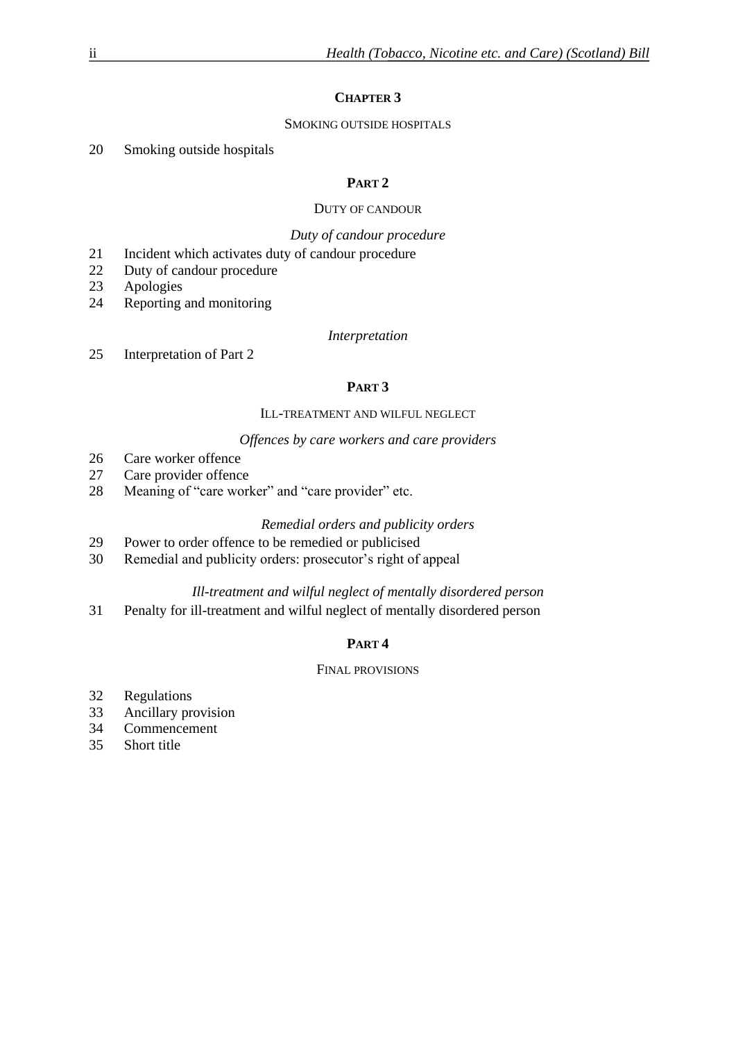**CHAPTER 3**

SMOKING OUTSIDE HOSPITALS

20 Smoking outside hospitals

**PART 2**

DUTY OF CANDOUR

*Duty of candour procedure*

21 Incident which activates duty of candour procedure
22 Duty of candour procedure
23 Apologies
24 Reporting and monitoring

*Interpretation*

25 Interpretation of Part 2

**PART 3**

ILL-TREATMENT AND WILFUL NEGLECT

*Offences by care workers and care providers*

26 Care worker offence
27 Care provider offence
28 Meaning of "care worker" and "care provider" etc.

*Remedial orders and publicity orders*

29 Power to order offence to be remedied or publicised
30 Remedial and publicity orders: prosecutor's right of appeal

*Ill-treatment and wilful neglect of mentally disordered person*

31 Penalty for ill-treatment and wilful neglect of mentally disordered person

**PART 4**

FINAL PROVISIONS

32 Regulations
33 Ancillary provision
34 Commencement
35 Short title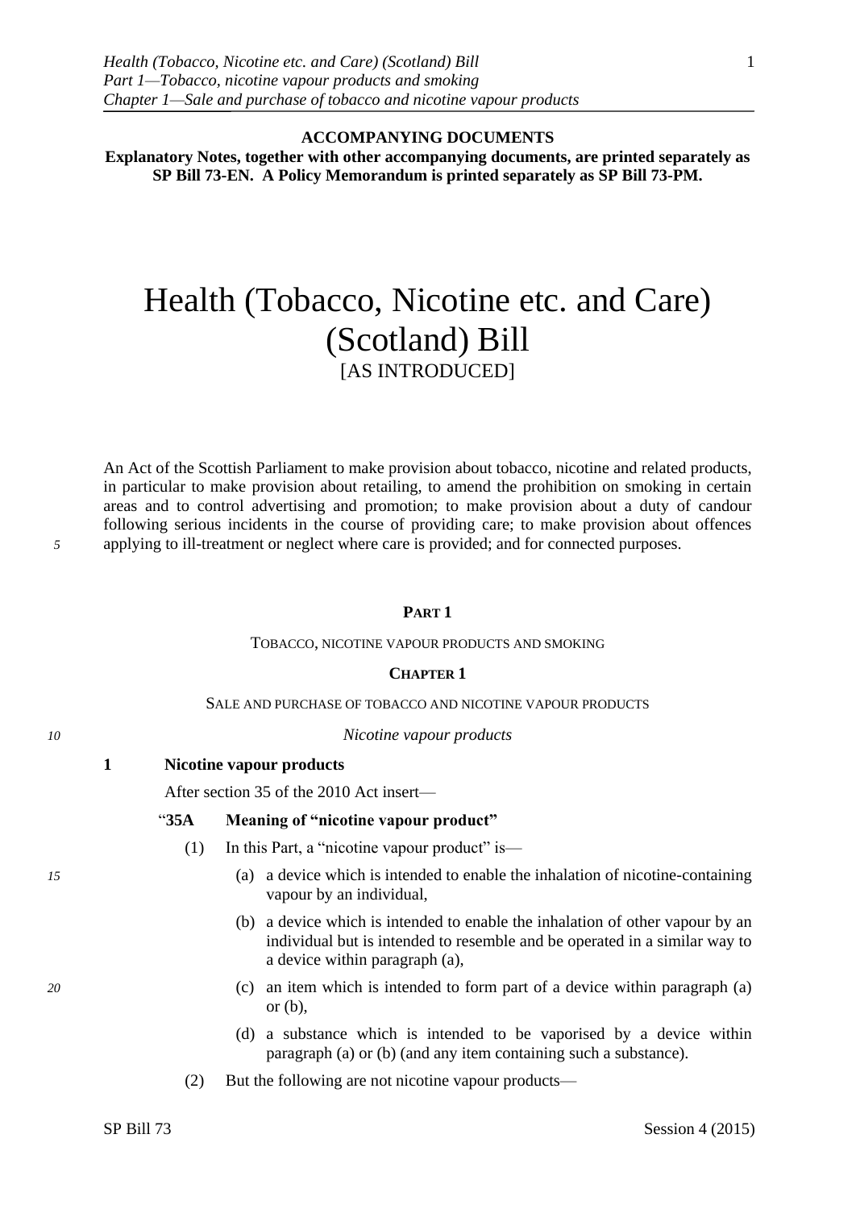**ACCOMPANYING DOCUMENTS**
**Explanatory Notes, together with other accompanying documents, are printed separately as SP Bill 73-EN. A Policy Memorandum is printed separately as SP Bill 73-PM.**

# Health (Tobacco, Nicotine etc. and Care) (Scotland) Bill

[AS INTRODUCED]

An Act of the Scottish Parliament to make provision about tobacco, nicotine and related products, in particular to make provision about retailing, to amend the prohibition on smoking in certain areas and to control advertising and promotion; to make provision about a duty of candour following serious incidents in the course of providing care; to make provision about offences applying to ill-treatment or neglect where care is provided; and for connected purposes.

## PART 1

### TOBACCO, NICOTINE VAPOUR PRODUCTS AND SMOKING

### CHAPTER 1

#### SALE AND PURCHASE OF TOBACCO AND NICOTINE VAPOUR PRODUCTS

*Nicotine vapour products*

**1 Nicotine vapour products**

After section 35 of the 2010 Act insert—

"**35A Meaning of "nicotine vapour product"**

(1) In this Part, a "nicotine vapour product" is—

(a) a device which is intended to enable the inhalation of nicotine-containing vapour by an individual,

(b) a device which is intended to enable the inhalation of other vapour by an individual but is intended to resemble and be operated in a similar way to a device within paragraph (a),

(c) an item which is intended to form part of a device within paragraph (a) or (b),

(d) a substance which is intended to be vaporised by a device within paragraph (a) or (b) (and any item containing such a substance).

(2) But the following are not nicotine vapour products—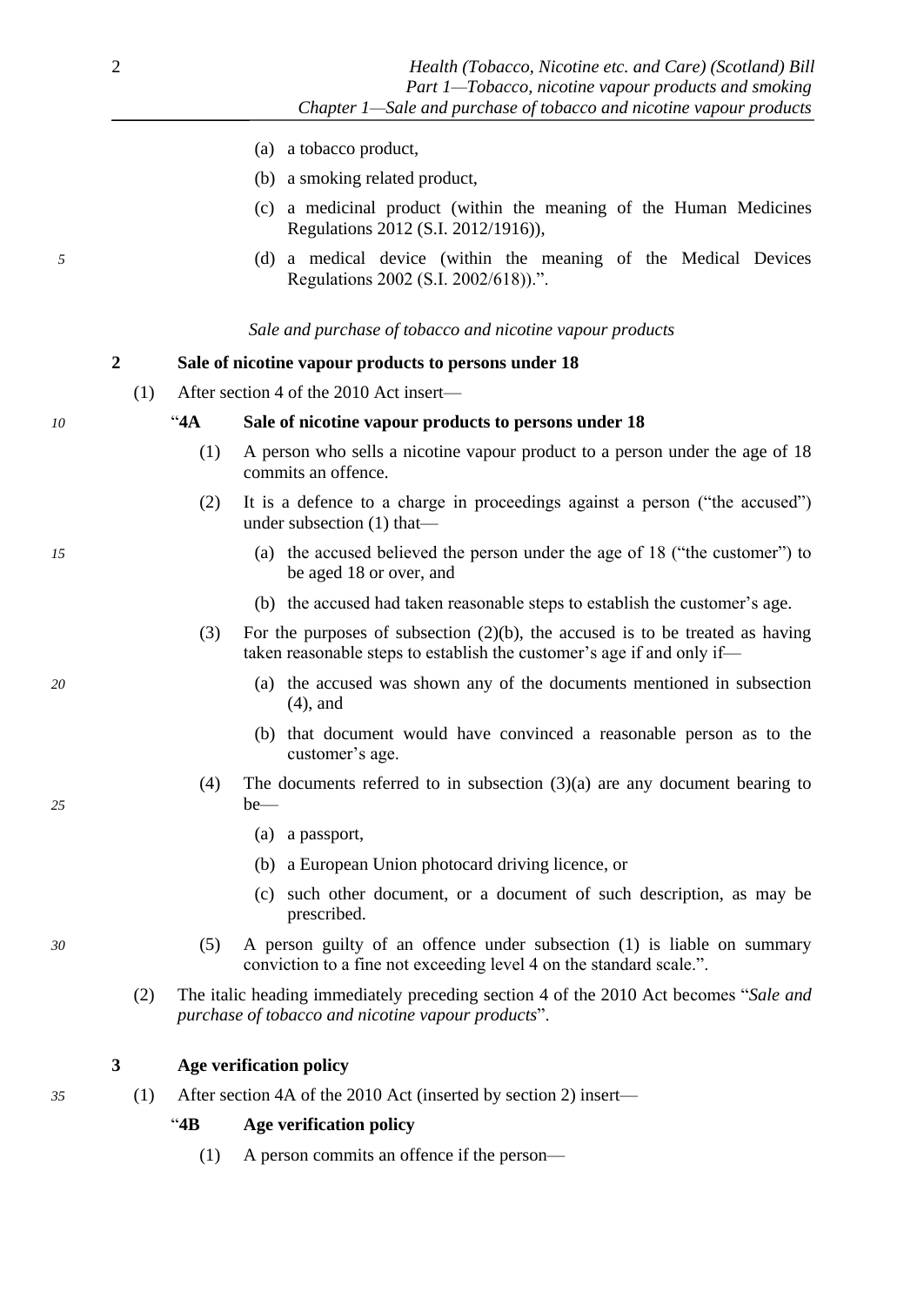(a) a tobacco product,

(b) a smoking related product,

(c) a medicinal product (within the meaning of the Human Medicines Regulations 2012 (S.I. 2012/1916)),

(d) a medical device (within the meaning of the Medical Devices Regulations 2002 (S.I. 2002/618)).".

*Sale and purchase of tobacco and nicotine vapour products*

**2 Sale of nicotine vapour products to persons under 18**

(1) After section 4 of the 2010 Act insert—

"**4A Sale of nicotine vapour products to persons under 18**

(1) A person who sells a nicotine vapour product to a person under the age of 18 commits an offence.

(2) It is a defence to a charge in proceedings against a person ("the accused") under subsection (1) that—

(a) the accused believed the person under the age of 18 ("the customer") to be aged 18 or over, and

(b) the accused had taken reasonable steps to establish the customer's age.

(3) For the purposes of subsection (2)(b), the accused is to be treated as having taken reasonable steps to establish the customer's age if and only if—

(a) the accused was shown any of the documents mentioned in subsection (4), and

(b) that document would have convinced a reasonable person as to the customer's age.

(4) The documents referred to in subsection (3)(a) are any document bearing to be—

(a) a passport,

(b) a European Union photocard driving licence, or

(c) such other document, or a document of such description, as may be prescribed.

(5) A person guilty of an offence under subsection (1) is liable on summary conviction to a fine not exceeding level 4 on the standard scale.".

(2) The italic heading immediately preceding section 4 of the 2010 Act becomes "*Sale and purchase of tobacco and nicotine vapour products*".

**3 Age verification policy**

(1) After section 4A of the 2010 Act (inserted by section 2) insert—

"**4B Age verification policy**

(1) A person commits an offence if the person—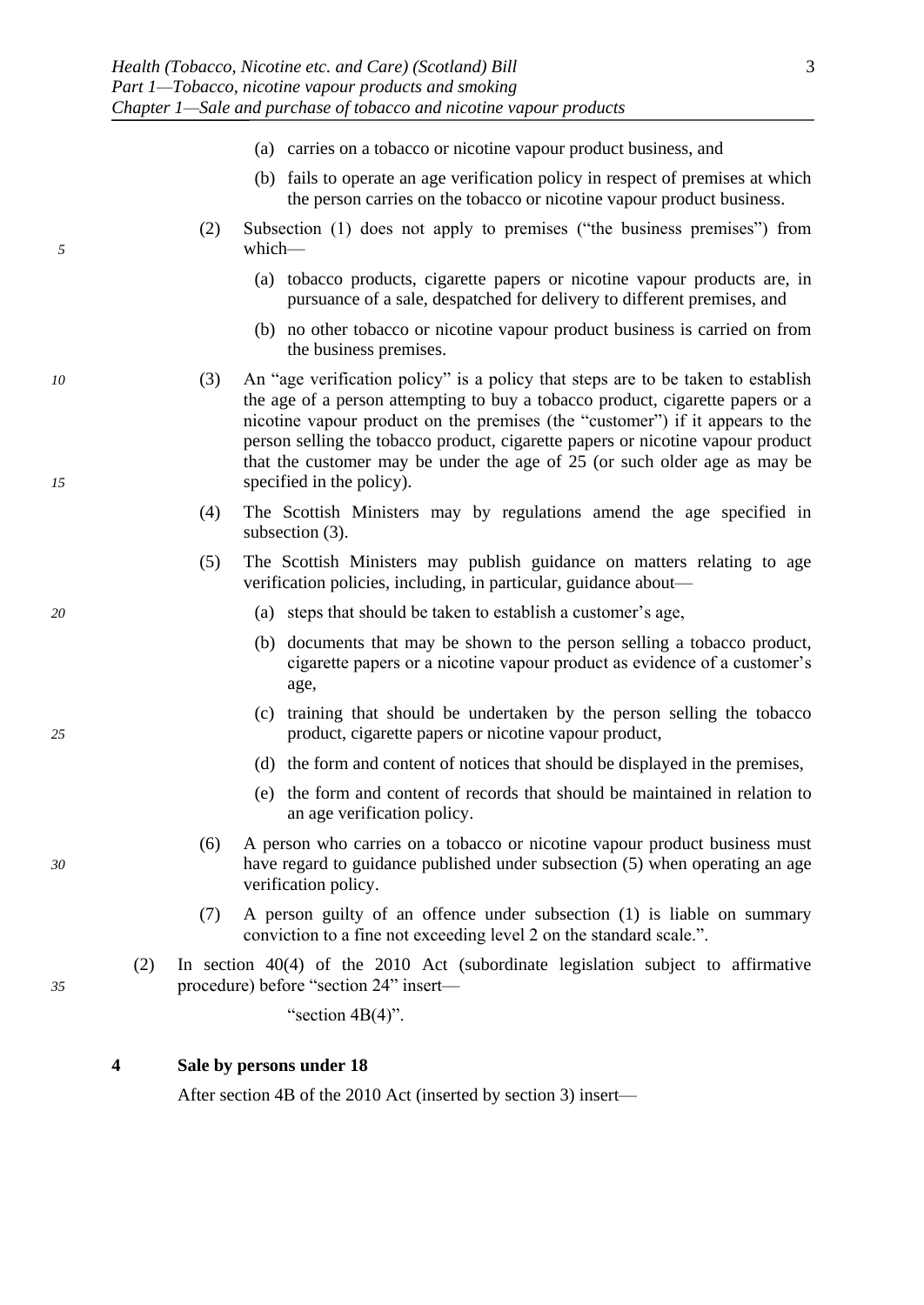(a) carries on a tobacco or nicotine vapour product business, and

(b) fails to operate an age verification policy in respect of premises at which the person carries on the tobacco or nicotine vapour product business.

(2) Subsection (1) does not apply to premises ("the business premises") from which—

(a) tobacco products, cigarette papers or nicotine vapour products are, in pursuance of a sale, despatched for delivery to different premises, and

(b) no other tobacco or nicotine vapour product business is carried on from the business premises.

(3) An "age verification policy" is a policy that steps are to be taken to establish the age of a person attempting to buy a tobacco product, cigarette papers or a nicotine vapour product on the premises (the "customer") if it appears to the person selling the tobacco product, cigarette papers or nicotine vapour product that the customer may be under the age of 25 (or such older age as may be specified in the policy).

(4) The Scottish Ministers may by regulations amend the age specified in subsection (3).

(5) The Scottish Ministers may publish guidance on matters relating to age verification policies, including, in particular, guidance about—

(a) steps that should be taken to establish a customer's age,

(b) documents that may be shown to the person selling a tobacco product, cigarette papers or a nicotine vapour product as evidence of a customer's age,

(c) training that should be undertaken by the person selling the tobacco product, cigarette papers or nicotine vapour product,

(d) the form and content of notices that should be displayed in the premises,

(e) the form and content of records that should be maintained in relation to an age verification policy.

(6) A person who carries on a tobacco or nicotine vapour product business must have regard to guidance published under subsection (5) when operating an age verification policy.

(7) A person guilty of an offence under subsection (1) is liable on summary conviction to a fine not exceeding level 2 on the standard scale.".

(2) In section 40(4) of the 2010 Act (subordinate legislation subject to affirmative procedure) before "section 24" insert—

"section 4B(4)".

**4 Sale by persons under 18**

After section 4B of the 2010 Act (inserted by section 3) insert—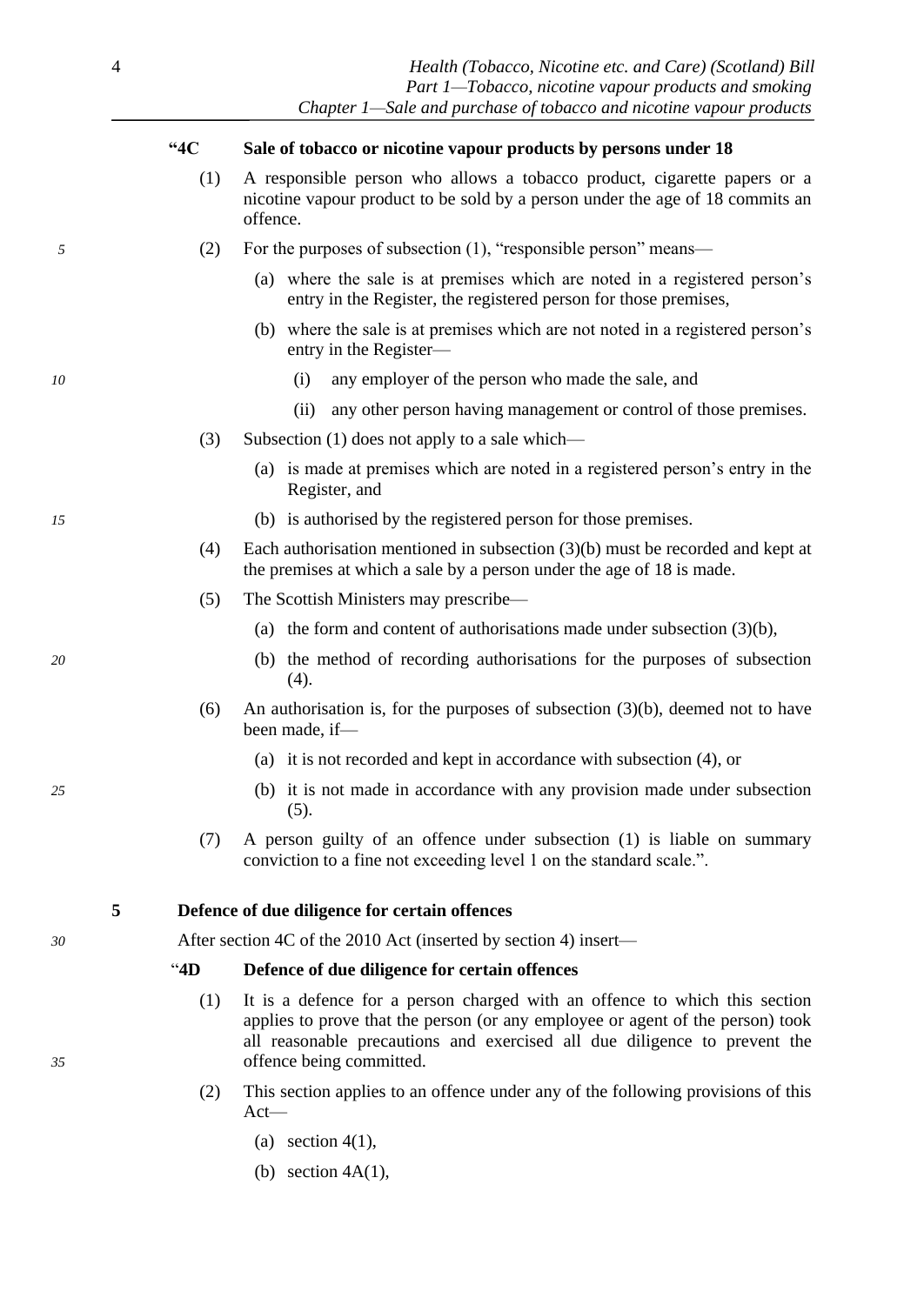### "4C Sale of tobacco or nicotine vapour products by persons under 18

(1) A responsible person who allows a tobacco product, cigarette papers or a nicotine vapour product to be sold by a person under the age of 18 commits an offence.

(2) For the purposes of subsection (1), "responsible person" means—

(a) where the sale is at premises which are noted in a registered person's entry in the Register, the registered person for those premises,

(b) where the sale is at premises which are not noted in a registered person's entry in the Register—

(i) any employer of the person who made the sale, and

(ii) any other person having management or control of those premises.

(3) Subsection (1) does not apply to a sale which—

(a) is made at premises which are noted in a registered person's entry in the Register, and

(b) is authorised by the registered person for those premises.

(4) Each authorisation mentioned in subsection (3)(b) must be recorded and kept at the premises at which a sale by a person under the age of 18 is made.

(5) The Scottish Ministers may prescribe—

(a) the form and content of authorisations made under subsection (3)(b),

(b) the method of recording authorisations for the purposes of subsection (4).

(6) An authorisation is, for the purposes of subsection (3)(b), deemed not to have been made, if—

(a) it is not recorded and kept in accordance with subsection (4), or

(b) it is not made in accordance with any provision made under subsection (5).

(7) A person guilty of an offence under subsection (1) is liable on summary conviction to a fine not exceeding level 1 on the standard scale.".

## 5 Defence of due diligence for certain offences

After section 4C of the 2010 Act (inserted by section 4) insert—

### "4D Defence of due diligence for certain offences

(1) It is a defence for a person charged with an offence to which this section applies to prove that the person (or any employee or agent of the person) took all reasonable precautions and exercised all due diligence to prevent the offence being committed.

(2) This section applies to an offence under any of the following provisions of this Act—

(a) section 4(1),

(b) section 4A(1),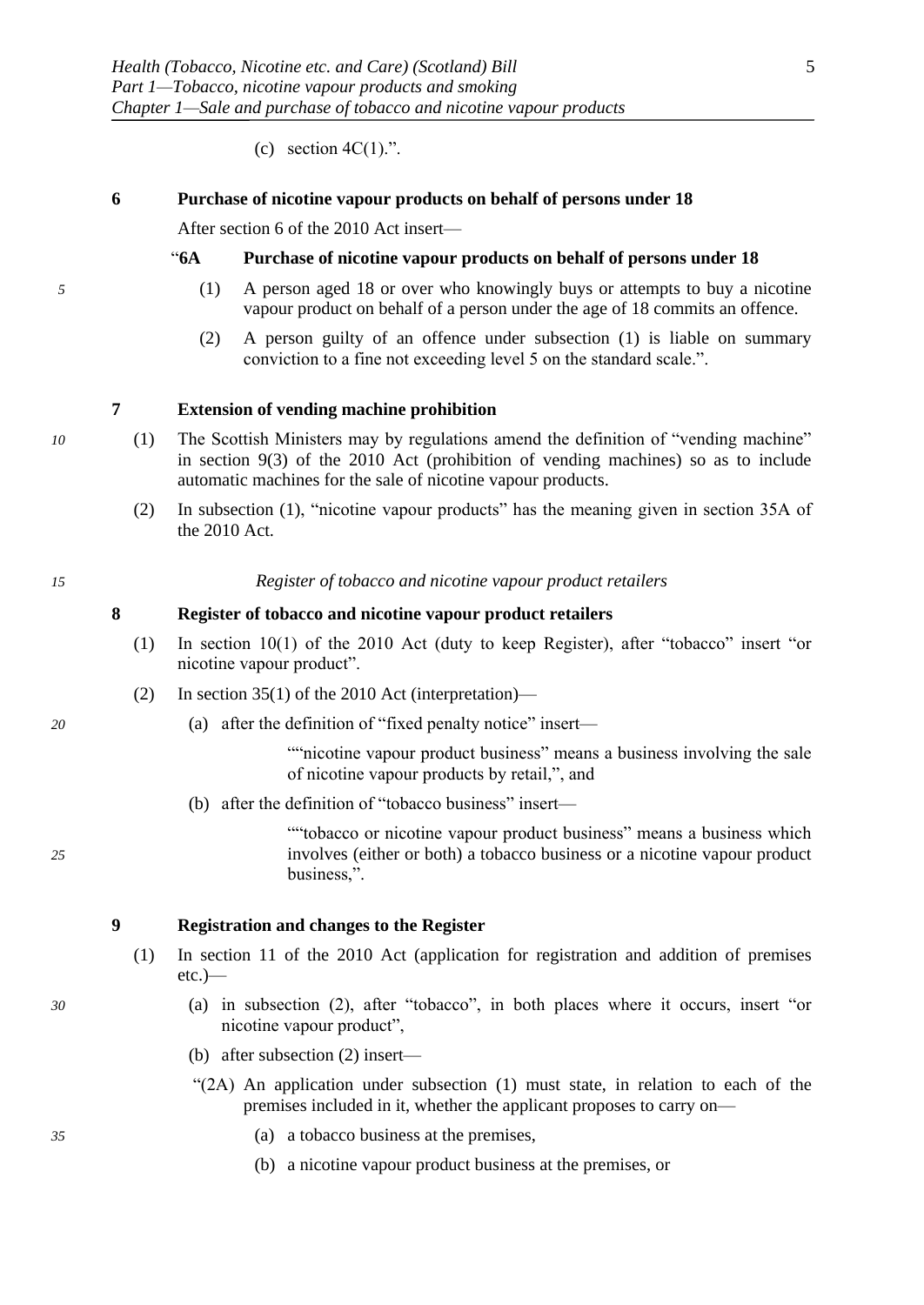(c) section 4C(1).".

**6 Purchase of nicotine vapour products on behalf of persons under 18**

After section 6 of the 2010 Act insert—

"**6A Purchase of nicotine vapour products on behalf of persons under 18**

(1) A person aged 18 or over who knowingly buys or attempts to buy a nicotine vapour product on behalf of a person under the age of 18 commits an offence.

(2) A person guilty of an offence under subsection (1) is liable on summary conviction to a fine not exceeding level 5 on the standard scale.".

**7 Extension of vending machine prohibition**

(1) The Scottish Ministers may by regulations amend the definition of "vending machine" in section 9(3) of the 2010 Act (prohibition of vending machines) so as to include automatic machines for the sale of nicotine vapour products.

(2) In subsection (1), "nicotine vapour products" has the meaning given in section 35A of the 2010 Act.

*Register of tobacco and nicotine vapour product retailers*

**8 Register of tobacco and nicotine vapour product retailers**

(1) In section 10(1) of the 2010 Act (duty to keep Register), after "tobacco" insert "or nicotine vapour product".

(2) In section 35(1) of the 2010 Act (interpretation)—

(a) after the definition of "fixed penalty notice" insert—

""nicotine vapour product business" means a business involving the sale of nicotine vapour products by retail,", and

(b) after the definition of "tobacco business" insert—

""tobacco or nicotine vapour product business" means a business which involves (either or both) a tobacco business or a nicotine vapour product business,".

**9 Registration and changes to the Register**

(1) In section 11 of the 2010 Act (application for registration and addition of premises etc.)—

(a) in subsection (2), after "tobacco", in both places where it occurs, insert "or nicotine vapour product",

(b) after subsection (2) insert—

"(2A) An application under subsection (1) must state, in relation to each of the premises included in it, whether the applicant proposes to carry on—

(a) a tobacco business at the premises,

(b) a nicotine vapour product business at the premises, or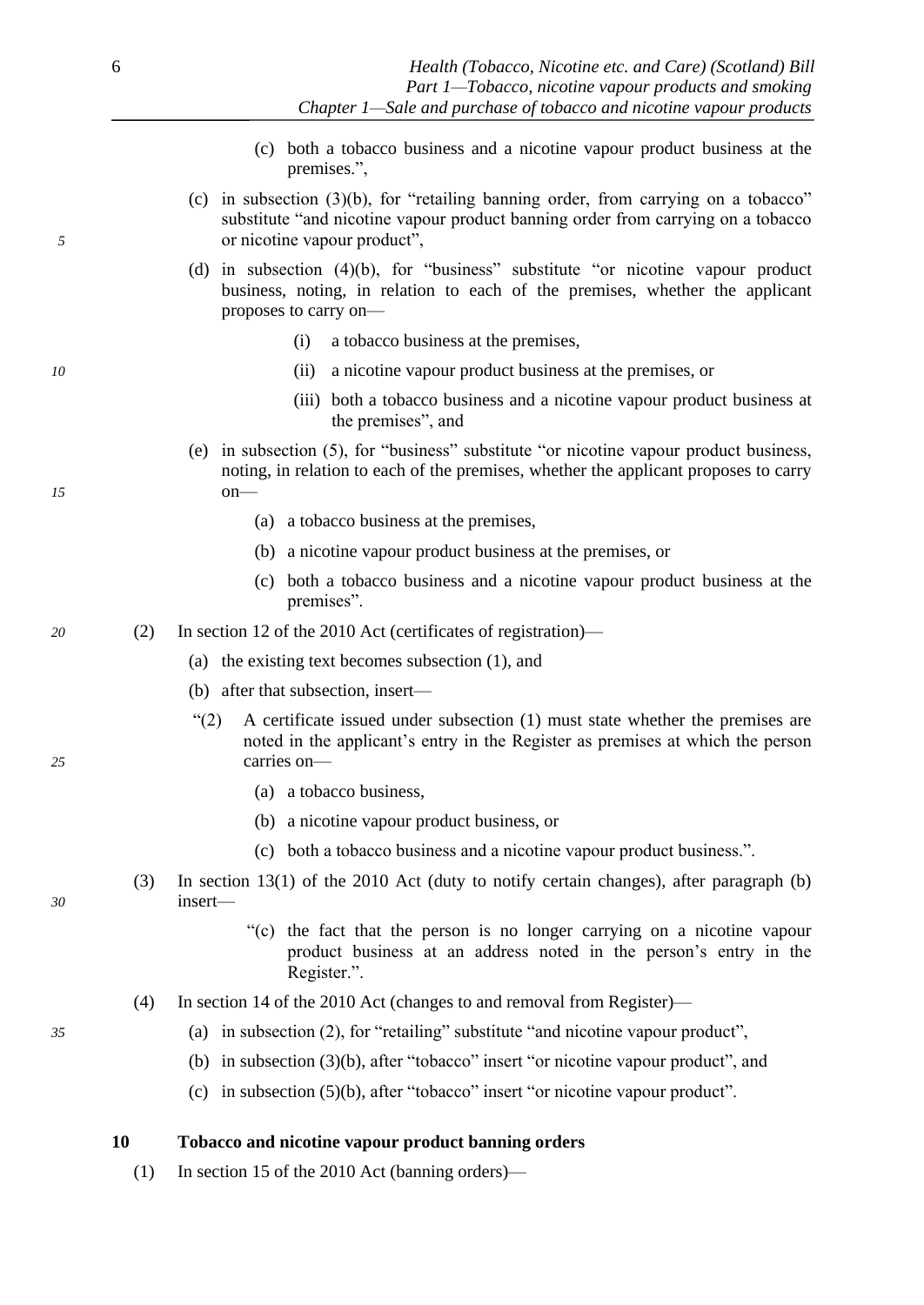(c) both a tobacco business and a nicotine vapour product business at the premises.",

(c) in subsection (3)(b), for "retailing banning order, from carrying on a tobacco" substitute "and nicotine vapour product banning order from carrying on a tobacco or nicotine vapour product",

(d) in subsection (4)(b), for "business" substitute "or nicotine vapour product business, noting, in relation to each of the premises, whether the applicant proposes to carry on—

(i) a tobacco business at the premises,

(ii) a nicotine vapour product business at the premises, or

(iii) both a tobacco business and a nicotine vapour product business at the premises", and

(e) in subsection (5), for "business" substitute "or nicotine vapour product business, noting, in relation to each of the premises, whether the applicant proposes to carry on—

(a) a tobacco business at the premises,

(b) a nicotine vapour product business at the premises, or

(c) both a tobacco business and a nicotine vapour product business at the premises".

(2) In section 12 of the 2010 Act (certificates of registration)—

(a) the existing text becomes subsection (1), and

(b) after that subsection, insert—

"(2) A certificate issued under subsection (1) must state whether the premises are noted in the applicant's entry in the Register as premises at which the person carries on—

(a) a tobacco business,

(b) a nicotine vapour product business, or

(c) both a tobacco business and a nicotine vapour product business.".

(3) In section 13(1) of the 2010 Act (duty to notify certain changes), after paragraph (b) insert—

"(c) the fact that the person is no longer carrying on a nicotine vapour product business at an address noted in the person's entry in the Register.".

(4) In section 14 of the 2010 Act (changes to and removal from Register)—

(a) in subsection (2), for "retailing" substitute "and nicotine vapour product",

(b) in subsection (3)(b), after "tobacco" insert "or nicotine vapour product", and

(c) in subsection (5)(b), after "tobacco" insert "or nicotine vapour product".

### 10 Tobacco and nicotine vapour product banning orders

(1) In section 15 of the 2010 Act (banning orders)—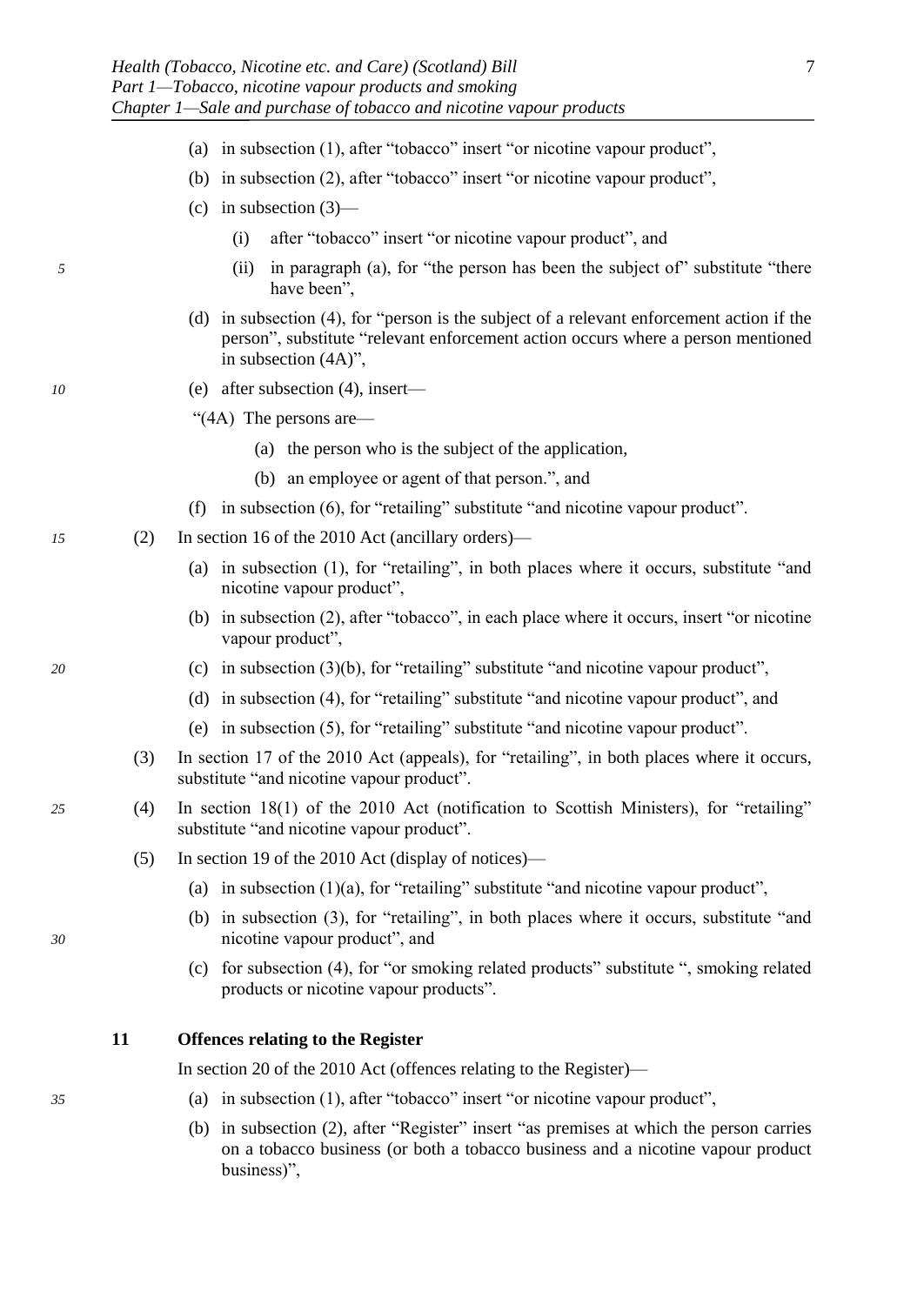(a) in subsection (1), after "tobacco" insert "or nicotine vapour product",

(b) in subsection (2), after "tobacco" insert "or nicotine vapour product",

(c) in subsection (3)—

  (i) after "tobacco" insert "or nicotine vapour product", and

  (ii) in paragraph (a), for "the person has been the subject of" substitute "there have been",

(d) in subsection (4), for "person is the subject of a relevant enforcement action if the person", substitute "relevant enforcement action occurs where a person mentioned in subsection (4A)",

(e) after subsection (4), insert—

"(4A) The persons are—

  (a) the person who is the subject of the application,

  (b) an employee or agent of that person.", and

(f) in subsection (6), for "retailing" substitute "and nicotine vapour product".

(2) In section 16 of the 2010 Act (ancillary orders)—

(a) in subsection (1), for "retailing", in both places where it occurs, substitute "and nicotine vapour product",

(b) in subsection (2), after "tobacco", in each place where it occurs, insert "or nicotine vapour product",

(c) in subsection (3)(b), for "retailing" substitute "and nicotine vapour product",

(d) in subsection (4), for "retailing" substitute "and nicotine vapour product", and

(e) in subsection (5), for "retailing" substitute "and nicotine vapour product".

(3) In section 17 of the 2010 Act (appeals), for "retailing", in both places where it occurs, substitute "and nicotine vapour product".

(4) In section 18(1) of the 2010 Act (notification to Scottish Ministers), for "retailing" substitute "and nicotine vapour product".

(5) In section 19 of the 2010 Act (display of notices)—

(a) in subsection (1)(a), for "retailing" substitute "and nicotine vapour product",

(b) in subsection (3), for "retailing", in both places where it occurs, substitute "and nicotine vapour product", and

(c) for subsection (4), for "or smoking related products" substitute ", smoking related products or nicotine vapour products".

### 11 Offences relating to the Register

In section 20 of the 2010 Act (offences relating to the Register)—

(a) in subsection (1), after "tobacco" insert "or nicotine vapour product",

(b) in subsection (2), after "Register" insert "as premises at which the person carries on a tobacco business (or both a tobacco business and a nicotine vapour product business)",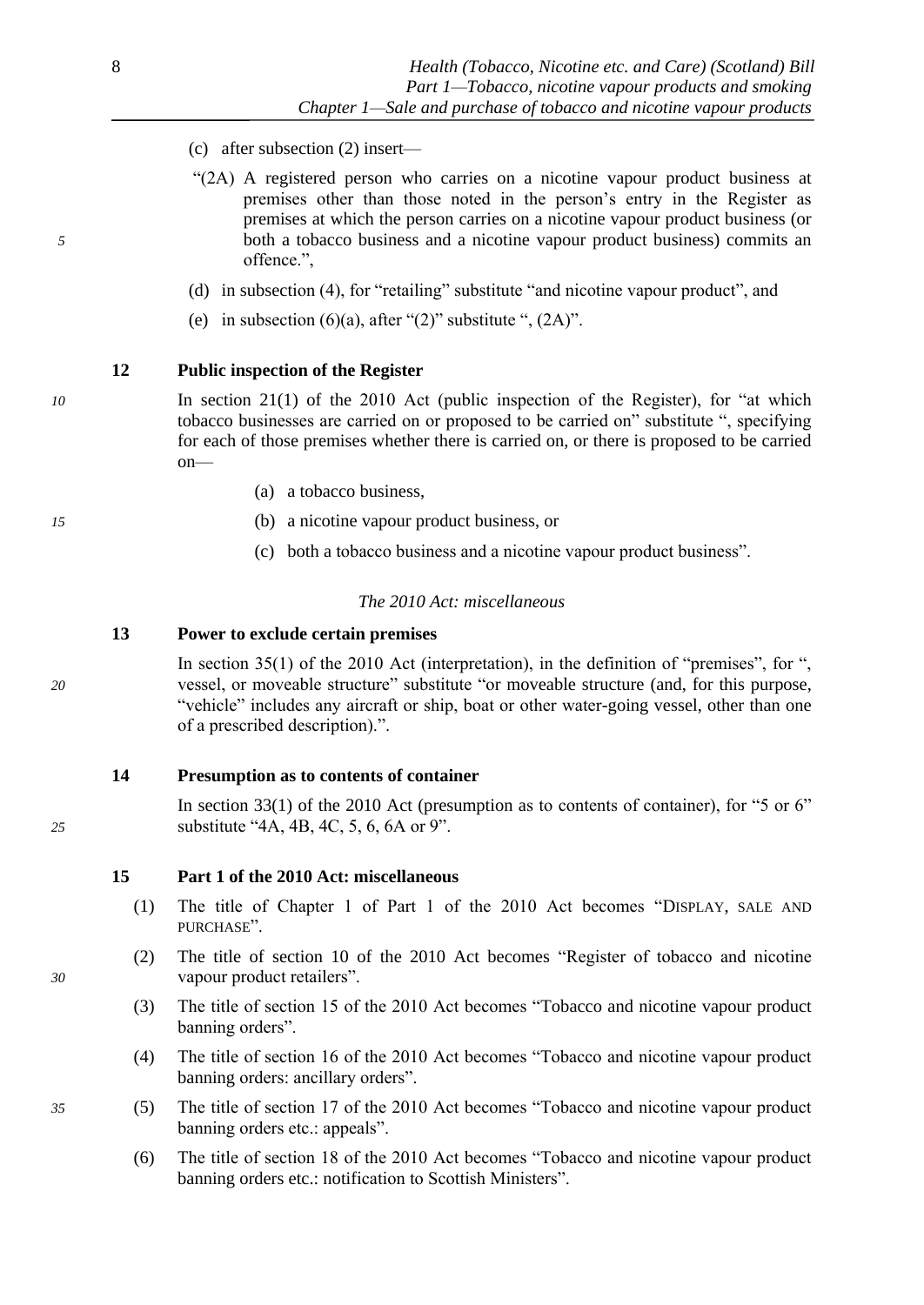(c) after subsection (2) insert—

"(2A) A registered person who carries on a nicotine vapour product business at premises other than those noted in the person's entry in the Register as premises at which the person carries on a nicotine vapour product business (or both a tobacco business and a nicotine vapour product business) commits an offence.",

(d) in subsection (4), for "retailing" substitute "and nicotine vapour product", and

(e) in subsection (6)(a), after "(2)" substitute ", (2A)".

### 12 Public inspection of the Register

In section 21(1) of the 2010 Act (public inspection of the Register), for "at which tobacco businesses are carried on or proposed to be carried on" substitute ", specifying for each of those premises whether there is carried on, or there is proposed to be carried on—

(a) a tobacco business,

(b) a nicotine vapour product business, or

(c) both a tobacco business and a nicotine vapour product business".

*The 2010 Act: miscellaneous*

### 13 Power to exclude certain premises

In section 35(1) of the 2010 Act (interpretation), in the definition of "premises", for ", vessel, or moveable structure" substitute "or moveable structure (and, for this purpose, "vehicle" includes any aircraft or ship, boat or other water-going vessel, other than one of a prescribed description).".

### 14 Presumption as to contents of container

In section 33(1) of the 2010 Act (presumption as to contents of container), for "5 or 6" substitute "4A, 4B, 4C, 5, 6, 6A or 9".

### 15 Part 1 of the 2010 Act: miscellaneous

(1) The title of Chapter 1 of Part 1 of the 2010 Act becomes "DISPLAY, SALE AND PURCHASE".

(2) The title of section 10 of the 2010 Act becomes "Register of tobacco and nicotine vapour product retailers".

(3) The title of section 15 of the 2010 Act becomes "Tobacco and nicotine vapour product banning orders".

(4) The title of section 16 of the 2010 Act becomes "Tobacco and nicotine vapour product banning orders: ancillary orders".

(5) The title of section 17 of the 2010 Act becomes "Tobacco and nicotine vapour product banning orders etc.: appeals".

(6) The title of section 18 of the 2010 Act becomes "Tobacco and nicotine vapour product banning orders etc.: notification to Scottish Ministers".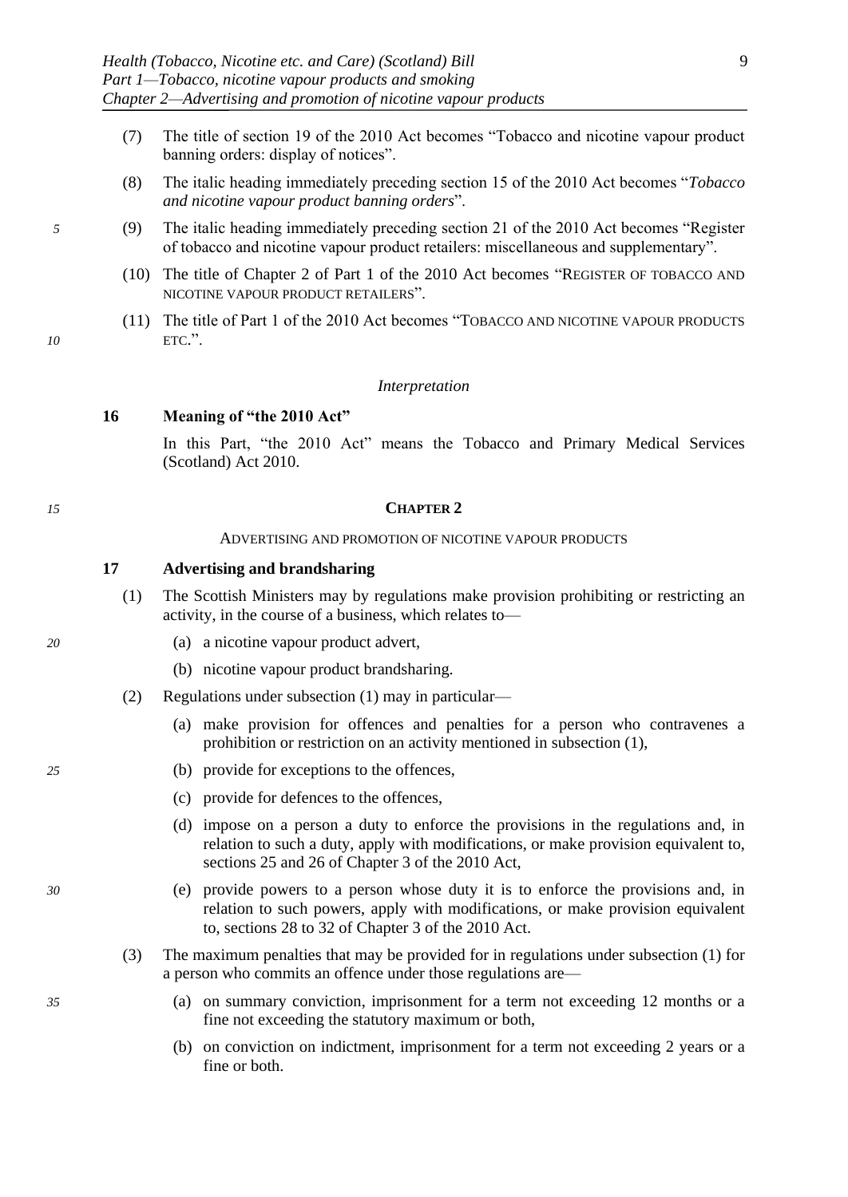(7) The title of section 19 of the 2010 Act becomes "Tobacco and nicotine vapour product banning orders: display of notices".

(8) The italic heading immediately preceding section 15 of the 2010 Act becomes "*Tobacco and nicotine vapour product banning orders*".

(9) The italic heading immediately preceding section 21 of the 2010 Act becomes "Register of tobacco and nicotine vapour product retailers: miscellaneous and supplementary".

(10) The title of Chapter 2 of Part 1 of the 2010 Act becomes "REGISTER OF TOBACCO AND NICOTINE VAPOUR PRODUCT RETAILERS".

(11) The title of Part 1 of the 2010 Act becomes "TOBACCO AND NICOTINE VAPOUR PRODUCTS ETC.".

*Interpretation*

**16 Meaning of "the 2010 Act"**

In this Part, "the 2010 Act" means the Tobacco and Primary Medical Services (Scotland) Act 2010.

## CHAPTER 2

### ADVERTISING AND PROMOTION OF NICOTINE VAPOUR PRODUCTS

**17 Advertising and brandsharing**

(1) The Scottish Ministers may by regulations make provision prohibiting or restricting an activity, in the course of a business, which relates to—

- (a) a nicotine vapour product advert,
- (b) nicotine vapour product brandsharing.

(2) Regulations under subsection (1) may in particular—

- (a) make provision for offences and penalties for a person who contravenes a prohibition or restriction on an activity mentioned in subsection (1),
- (b) provide for exceptions to the offences,
- (c) provide for defences to the offences,
- (d) impose on a person a duty to enforce the provisions in the regulations and, in relation to such a duty, apply with modifications, or make provision equivalent to, sections 25 and 26 of Chapter 3 of the 2010 Act,
- (e) provide powers to a person whose duty it is to enforce the provisions and, in relation to such powers, apply with modifications, or make provision equivalent to, sections 28 to 32 of Chapter 3 of the 2010 Act.

(3) The maximum penalties that may be provided for in regulations under subsection (1) for a person who commits an offence under those regulations are—

- (a) on summary conviction, imprisonment for a term not exceeding 12 months or a fine not exceeding the statutory maximum or both,
- (b) on conviction on indictment, imprisonment for a term not exceeding 2 years or a fine or both.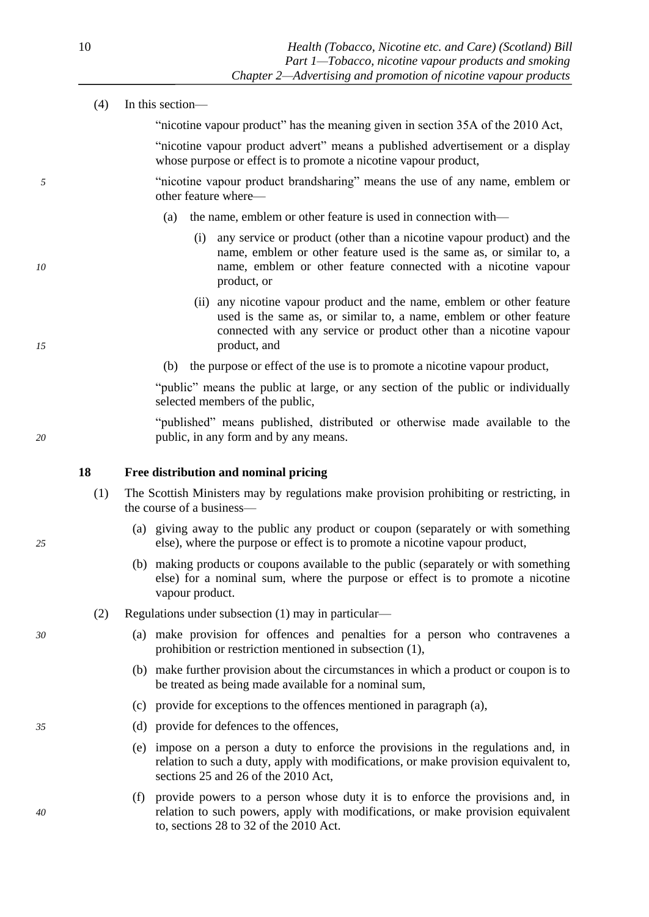(4) In this section—

"nicotine vapour product" has the meaning given in section 35A of the 2010 Act,

"nicotine vapour product advert" means a published advertisement or a display whose purpose or effect is to promote a nicotine vapour product,

"nicotine vapour product brandsharing" means the use of any name, emblem or other feature where—

(a) the name, emblem or other feature is used in connection with—

(i) any service or product (other than a nicotine vapour product) and the name, emblem or other feature used is the same as, or similar to, a name, emblem or other feature connected with a nicotine vapour product, or

(ii) any nicotine vapour product and the name, emblem or other feature used is the same as, or similar to, a name, emblem or other feature connected with any service or product other than a nicotine vapour product, and

(b) the purpose or effect of the use is to promote a nicotine vapour product,

"public" means the public at large, or any section of the public or individually selected members of the public,

"published" means published, distributed or otherwise made available to the public, in any form and by any means.

### 18 Free distribution and nominal pricing

(1) The Scottish Ministers may by regulations make provision prohibiting or restricting, in the course of a business—

(a) giving away to the public any product or coupon (separately or with something else), where the purpose or effect is to promote a nicotine vapour product,

(b) making products or coupons available to the public (separately or with something else) for a nominal sum, where the purpose or effect is to promote a nicotine vapour product.

(2) Regulations under subsection (1) may in particular—

(a) make provision for offences and penalties for a person who contravenes a prohibition or restriction mentioned in subsection (1),

(b) make further provision about the circumstances in which a product or coupon is to be treated as being made available for a nominal sum,

(c) provide for exceptions to the offences mentioned in paragraph (a),

(d) provide for defences to the offences,

(e) impose on a person a duty to enforce the provisions in the regulations and, in relation to such a duty, apply with modifications, or make provision equivalent to, sections 25 and 26 of the 2010 Act,

(f) provide powers to a person whose duty it is to enforce the provisions and, in relation to such powers, apply with modifications, or make provision equivalent to, sections 28 to 32 of the 2010 Act.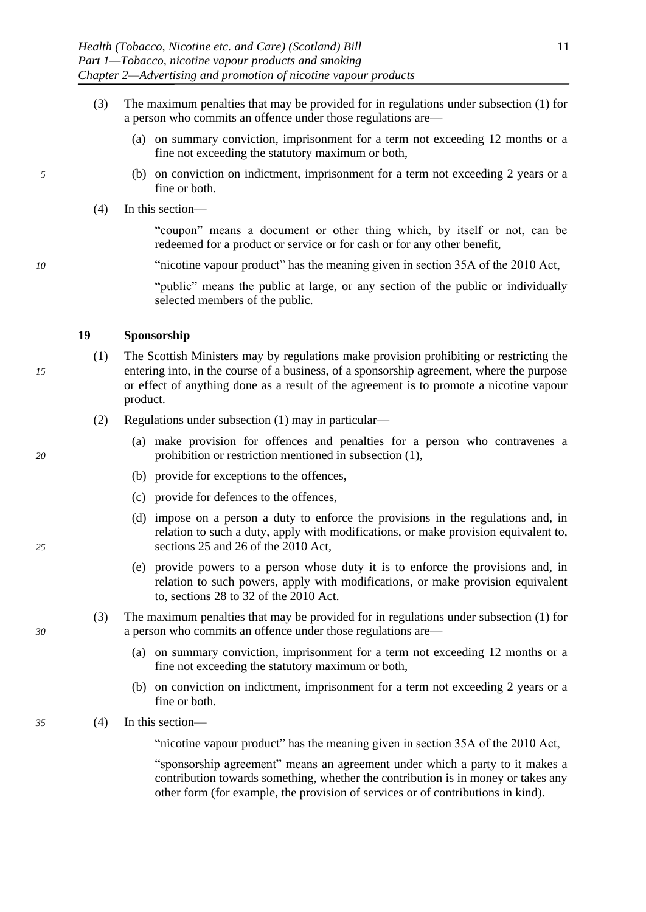(3) The maximum penalties that may be provided for in regulations under subsection (1) for a person who commits an offence under those regulations are—

(a) on summary conviction, imprisonment for a term not exceeding 12 months or a fine not exceeding the statutory maximum or both,

(b) on conviction on indictment, imprisonment for a term not exceeding 2 years or a fine or both.

(4) In this section—

"coupon" means a document or other thing which, by itself or not, can be redeemed for a product or service or for cash or for any other benefit,

"nicotine vapour product" has the meaning given in section 35A of the 2010 Act,

"public" means the public at large, or any section of the public or individually selected members of the public.

### 19 Sponsorship

(1) The Scottish Ministers may by regulations make provision prohibiting or restricting the entering into, in the course of a business, of a sponsorship agreement, where the purpose or effect of anything done as a result of the agreement is to promote a nicotine vapour product.

(2) Regulations under subsection (1) may in particular—

(a) make provision for offences and penalties for a person who contravenes a prohibition or restriction mentioned in subsection (1),

(b) provide for exceptions to the offences,

(c) provide for defences to the offences,

(d) impose on a person a duty to enforce the provisions in the regulations and, in relation to such a duty, apply with modifications, or make provision equivalent to, sections 25 and 26 of the 2010 Act,

(e) provide powers to a person whose duty it is to enforce the provisions and, in relation to such powers, apply with modifications, or make provision equivalent to, sections 28 to 32 of the 2010 Act.

(3) The maximum penalties that may be provided for in regulations under subsection (1) for a person who commits an offence under those regulations are—

(a) on summary conviction, imprisonment for a term not exceeding 12 months or a fine not exceeding the statutory maximum or both,

(b) on conviction on indictment, imprisonment for a term not exceeding 2 years or a fine or both.

(4) In this section—

"nicotine vapour product" has the meaning given in section 35A of the 2010 Act,

"sponsorship agreement" means an agreement under which a party to it makes a contribution towards something, whether the contribution is in money or takes any other form (for example, the provision of services or of contributions in kind).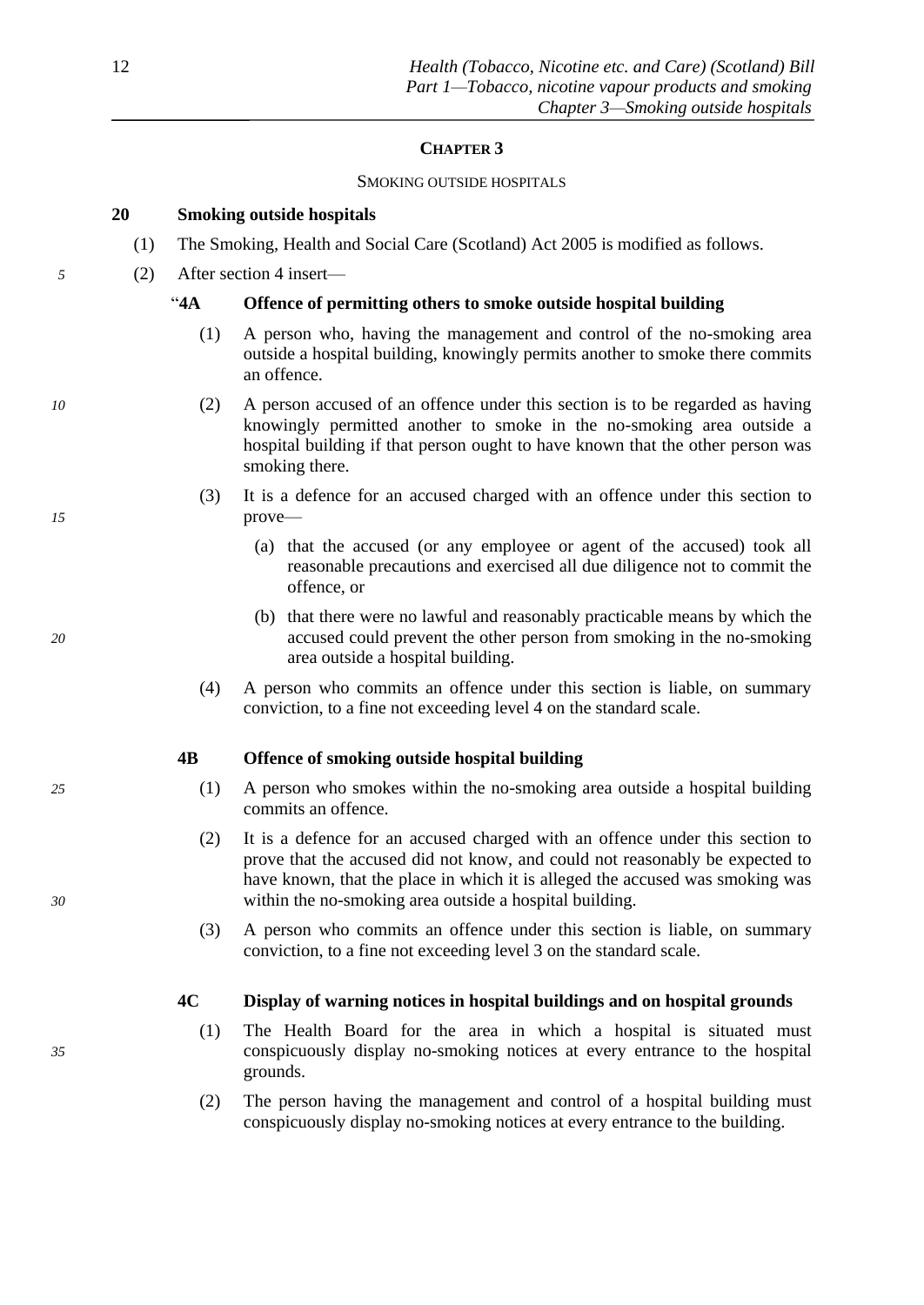## CHAPTER 3

### SMOKING OUTSIDE HOSPITALS

**20 Smoking outside hospitals**

(1) The Smoking, Health and Social Care (Scotland) Act 2005 is modified as follows.

(2) After section 4 insert—

**"4A Offence of permitting others to smoke outside hospital building**

(1) A person who, having the management and control of the no-smoking area outside a hospital building, knowingly permits another to smoke there commits an offence.

(2) A person accused of an offence under this section is to be regarded as having knowingly permitted another to smoke in the no-smoking area outside a hospital building if that person ought to have known that the other person was smoking there.

(3) It is a defence for an accused charged with an offence under this section to prove—

(a) that the accused (or any employee or agent of the accused) took all reasonable precautions and exercised all due diligence not to commit the offence, or

(b) that there were no lawful and reasonably practicable means by which the accused could prevent the other person from smoking in the no-smoking area outside a hospital building.

(4) A person who commits an offence under this section is liable, on summary conviction, to a fine not exceeding level 4 on the standard scale.

**4B Offence of smoking outside hospital building**

(1) A person who smokes within the no-smoking area outside a hospital building commits an offence.

(2) It is a defence for an accused charged with an offence under this section to prove that the accused did not know, and could not reasonably be expected to have known, that the place in which it is alleged the accused was smoking was within the no-smoking area outside a hospital building.

(3) A person who commits an offence under this section is liable, on summary conviction, to a fine not exceeding level 3 on the standard scale.

**4C Display of warning notices in hospital buildings and on hospital grounds**

(1) The Health Board for the area in which a hospital is situated must conspicuously display no-smoking notices at every entrance to the hospital grounds.

(2) The person having the management and control of a hospital building must conspicuously display no-smoking notices at every entrance to the building.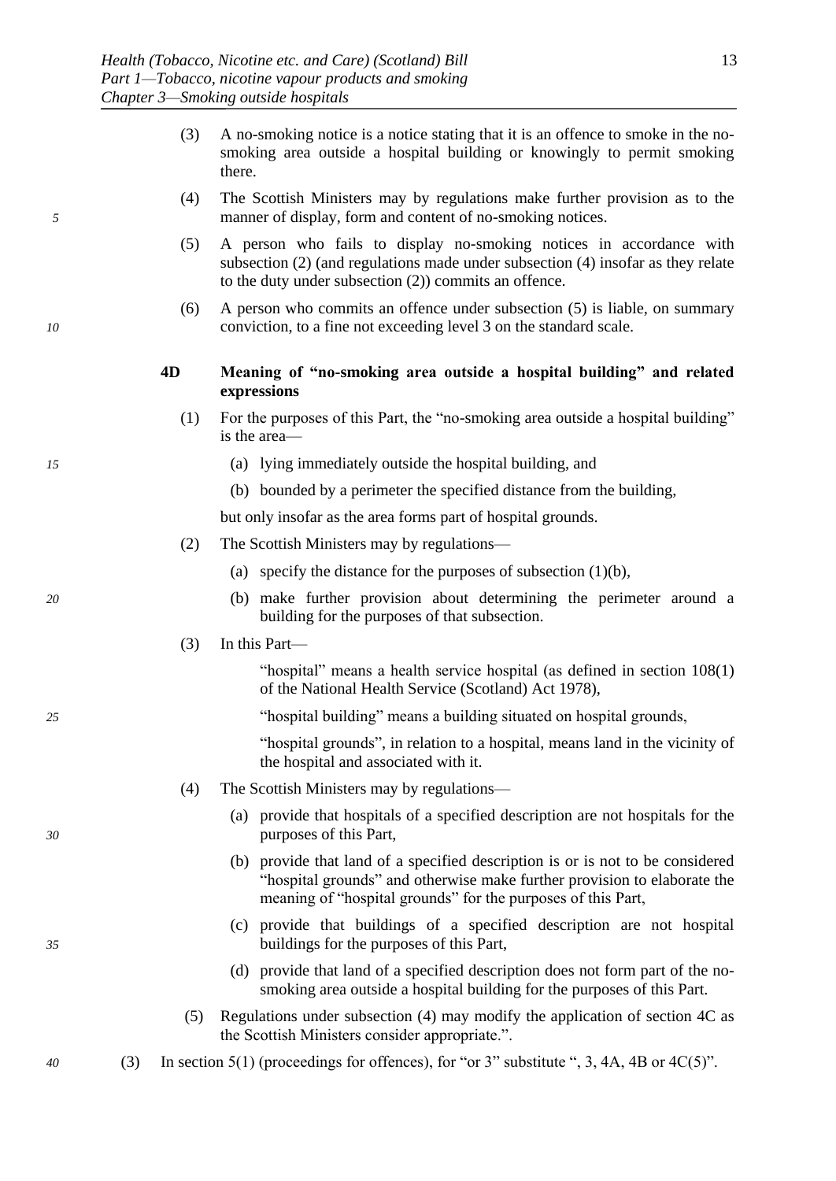(3) A no-smoking notice is a notice stating that it is an offence to smoke in the no-smoking area outside a hospital building or knowingly to permit smoking there.

(4) The Scottish Ministers may by regulations make further provision as to the manner of display, form and content of no-smoking notices.

(5) A person who fails to display no-smoking notices in accordance with subsection (2) (and regulations made under subsection (4) insofar as they relate to the duty under subsection (2)) commits an offence.

(6) A person who commits an offence under subsection (5) is liable, on summary conviction, to a fine not exceeding level 3 on the standard scale.

**4D Meaning of "no-smoking area outside a hospital building" and related expressions**

(1) For the purposes of this Part, the "no-smoking area outside a hospital building" is the area—

(a) lying immediately outside the hospital building, and

(b) bounded by a perimeter the specified distance from the building,

but only insofar as the area forms part of hospital grounds.

(2) The Scottish Ministers may by regulations—

(a) specify the distance for the purposes of subsection (1)(b),

(b) make further provision about determining the perimeter around a building for the purposes of that subsection.

(3) In this Part—

"hospital" means a health service hospital (as defined in section 108(1) of the National Health Service (Scotland) Act 1978),

"hospital building" means a building situated on hospital grounds,

"hospital grounds", in relation to a hospital, means land in the vicinity of the hospital and associated with it.

(4) The Scottish Ministers may by regulations—

(a) provide that hospitals of a specified description are not hospitals for the purposes of this Part,

(b) provide that land of a specified description is or is not to be considered "hospital grounds" and otherwise make further provision to elaborate the meaning of "hospital grounds" for the purposes of this Part,

(c) provide that buildings of a specified description are not hospital buildings for the purposes of this Part,

(d) provide that land of a specified description does not form part of the no-smoking area outside a hospital building for the purposes of this Part.

(5) Regulations under subsection (4) may modify the application of section 4C as the Scottish Ministers consider appropriate.".

(3) In section 5(1) (proceedings for offences), for "or 3" substitute ", 3, 4A, 4B or 4C(5)".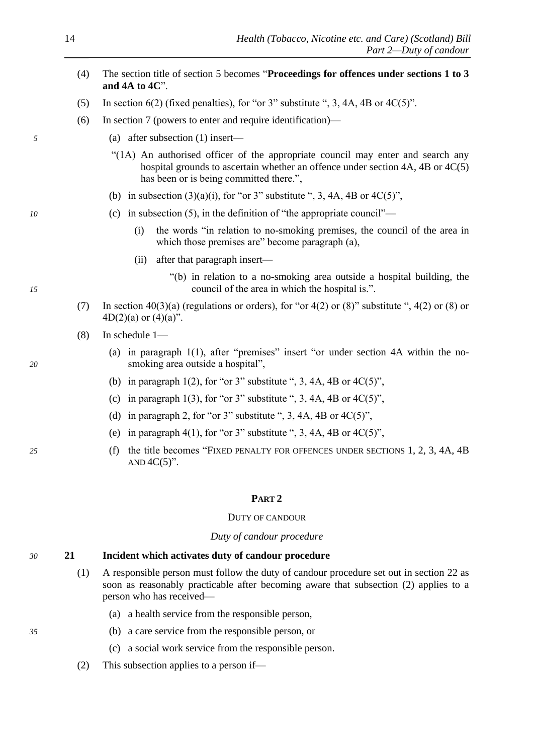(4) The section title of section 5 becomes "**Proceedings for offences under sections 1 to 3 and 4A to 4C**".

(5) In section 6(2) (fixed penalties), for "or 3" substitute ", 3, 4A, 4B or 4C(5)".

(6) In section 7 (powers to enter and require identification)—

(a) after subsection (1) insert—

"(1A) An authorised officer of the appropriate council may enter and search any hospital grounds to ascertain whether an offence under section 4A, 4B or 4C(5) has been or is being committed there.",

(b) in subsection (3)(a)(i), for "or 3" substitute ", 3, 4A, 4B or 4C(5)",

(c) in subsection (5), in the definition of "the appropriate council"—

(i) the words "in relation to no-smoking premises, the council of the area in which those premises are" become paragraph (a),

(ii) after that paragraph insert—

"(b) in relation to a no-smoking area outside a hospital building, the council of the area in which the hospital is.".

(7) In section 40(3)(a) (regulations or orders), for "or 4(2) or (8)" substitute ", 4(2) or (8) or 4D(2)(a) or (4)(a)".

(8) In schedule 1—

(a) in paragraph 1(1), after "premises" insert "or under section 4A within the no-smoking area outside a hospital",

(b) in paragraph 1(2), for "or 3" substitute ", 3, 4A, 4B or 4C(5)",

(c) in paragraph 1(3), for "or 3" substitute ", 3, 4A, 4B or 4C(5)",

(d) in paragraph 2, for "or 3" substitute ", 3, 4A, 4B or 4C(5)",

(e) in paragraph 4(1), for "or 3" substitute ", 3, 4A, 4B or 4C(5)",

(f) the title becomes "FIXED PENALTY FOR OFFENCES UNDER SECTIONS 1, 2, 3, 4A, 4B AND 4C(5)".

## PART 2

### DUTY OF CANDOUR

*Duty of candour procedure*

### 21 Incident which activates duty of candour procedure

(1) A responsible person must follow the duty of candour procedure set out in section 22 as soon as reasonably practicable after becoming aware that subsection (2) applies to a person who has received—

(a) a health service from the responsible person,

(b) a care service from the responsible person, or

(c) a social work service from the responsible person.

(2) This subsection applies to a person if—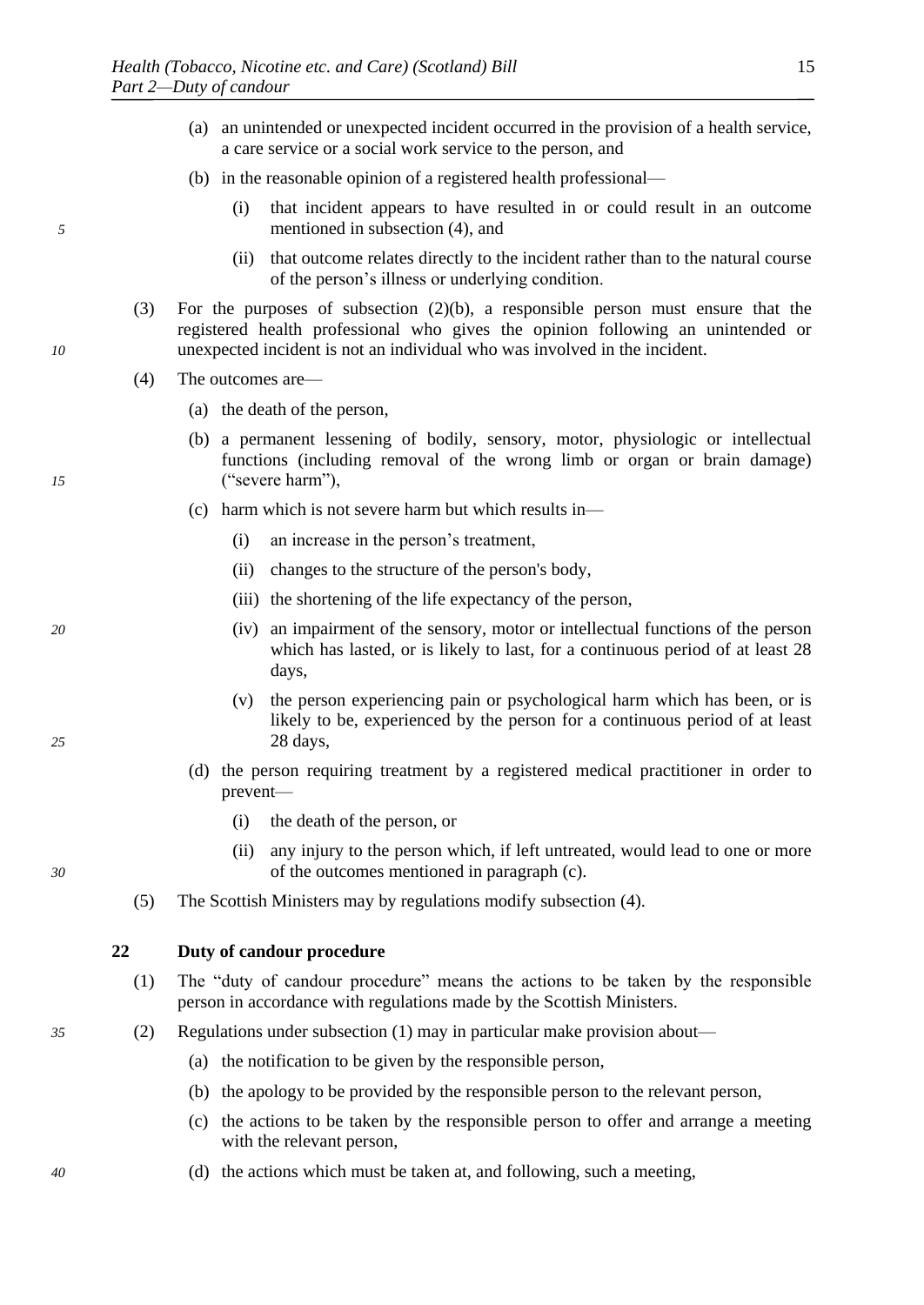(a) an unintended or unexpected incident occurred in the provision of a health service, a care service or a social work service to the person, and

(b) in the reasonable opinion of a registered health professional—

(i) that incident appears to have resulted in or could result in an outcome mentioned in subsection (4), and

(ii) that outcome relates directly to the incident rather than to the natural course of the person's illness or underlying condition.

(3) For the purposes of subsection (2)(b), a responsible person must ensure that the registered health professional who gives the opinion following an unintended or unexpected incident is not an individual who was involved in the incident.

(4) The outcomes are—

(a) the death of the person,

(b) a permanent lessening of bodily, sensory, motor, physiologic or intellectual functions (including removal of the wrong limb or organ or brain damage) ("severe harm"),

(c) harm which is not severe harm but which results in—

(i) an increase in the person's treatment,

(ii) changes to the structure of the person's body,

(iii) the shortening of the life expectancy of the person,

(iv) an impairment of the sensory, motor or intellectual functions of the person which has lasted, or is likely to last, for a continuous period of at least 28 days,

(v) the person experiencing pain or psychological harm which has been, or is likely to be, experienced by the person for a continuous period of at least 28 days,

(d) the person requiring treatment by a registered medical practitioner in order to prevent—

(i) the death of the person, or

(ii) any injury to the person which, if left untreated, would lead to one or more of the outcomes mentioned in paragraph (c).

(5) The Scottish Ministers may by regulations modify subsection (4).

**22 Duty of candour procedure**

(1) The "duty of candour procedure" means the actions to be taken by the responsible person in accordance with regulations made by the Scottish Ministers.

(2) Regulations under subsection (1) may in particular make provision about—

(a) the notification to be given by the responsible person,

(b) the apology to be provided by the responsible person to the relevant person,

(c) the actions to be taken by the responsible person to offer and arrange a meeting with the relevant person,

(d) the actions which must be taken at, and following, such a meeting,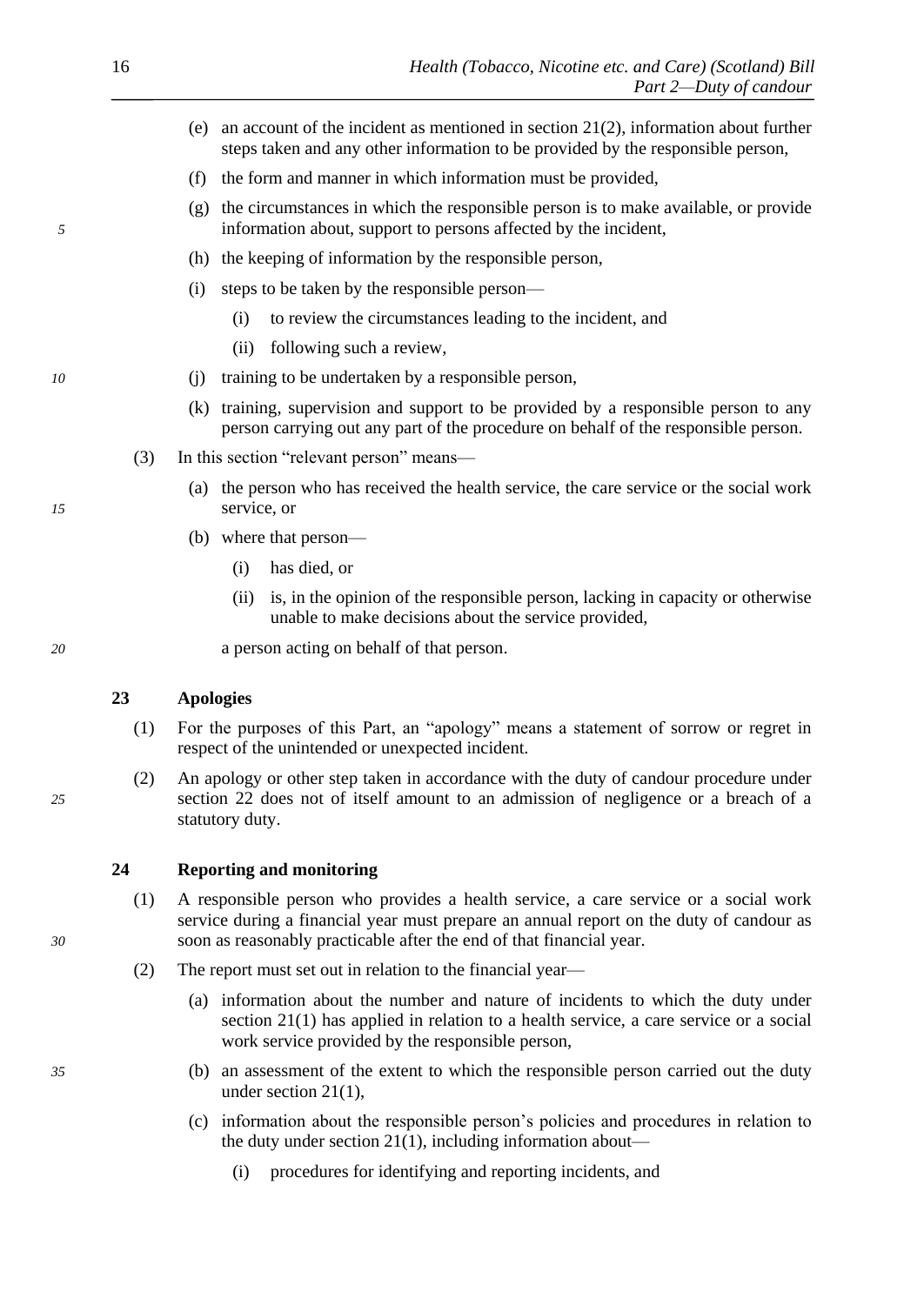(e) an account of the incident as mentioned in section 21(2), information about further steps taken and any other information to be provided by the responsible person,

(f) the form and manner in which information must be provided,

(g) the circumstances in which the responsible person is to make available, or provide information about, support to persons affected by the incident,

(h) the keeping of information by the responsible person,

(i) steps to be taken by the responsible person—

 (i) to review the circumstances leading to the incident, and

 (ii) following such a review,

(j) training to be undertaken by a responsible person,

(k) training, supervision and support to be provided by a responsible person to any person carrying out any part of the procedure on behalf of the responsible person.

(3) In this section "relevant person" means—

(a) the person who has received the health service, the care service or the social work service, or

(b) where that person—

 (i) has died, or

 (ii) is, in the opinion of the responsible person, lacking in capacity or otherwise unable to make decisions about the service provided,

a person acting on behalf of that person.

### 23 Apologies

(1) For the purposes of this Part, an "apology" means a statement of sorrow or regret in respect of the unintended or unexpected incident.

(2) An apology or other step taken in accordance with the duty of candour procedure under section 22 does not of itself amount to an admission of negligence or a breach of a statutory duty.

### 24 Reporting and monitoring

(1) A responsible person who provides a health service, a care service or a social work service during a financial year must prepare an annual report on the duty of candour as soon as reasonably practicable after the end of that financial year.

(2) The report must set out in relation to the financial year—

(a) information about the number and nature of incidents to which the duty under section 21(1) has applied in relation to a health service, a care service or a social work service provided by the responsible person,

(b) an assessment of the extent to which the responsible person carried out the duty under section 21(1),

(c) information about the responsible person's policies and procedures in relation to the duty under section 21(1), including information about—

 (i) procedures for identifying and reporting incidents, and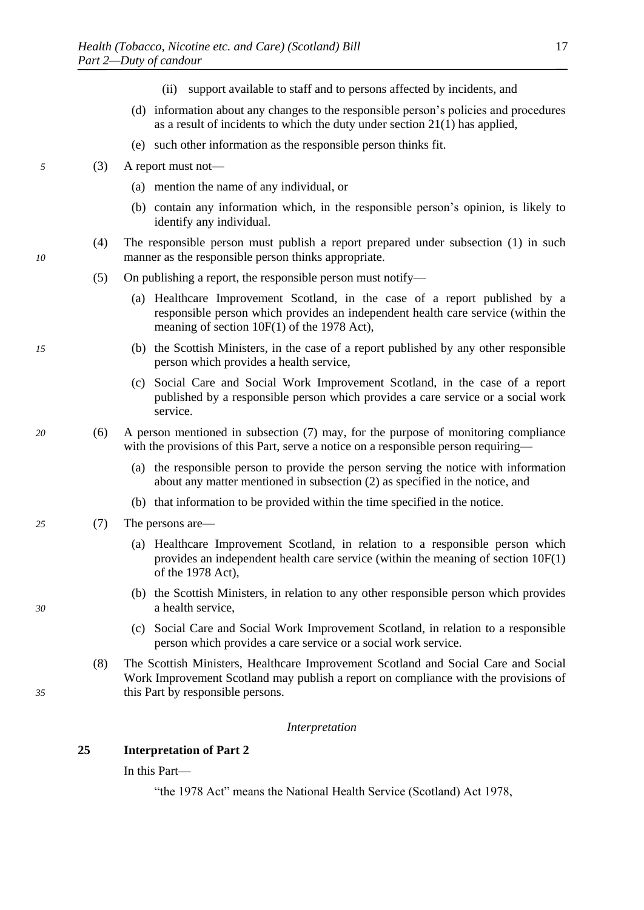(ii) support available to staff and to persons affected by incidents, and

(d) information about any changes to the responsible person's policies and procedures as a result of incidents to which the duty under section 21(1) has applied,

(e) such other information as the responsible person thinks fit.

(3) A report must not—

(a) mention the name of any individual, or

(b) contain any information which, in the responsible person's opinion, is likely to identify any individual.

(4) The responsible person must publish a report prepared under subsection (1) in such manner as the responsible person thinks appropriate.

(5) On publishing a report, the responsible person must notify—

(a) Healthcare Improvement Scotland, in the case of a report published by a responsible person which provides an independent health care service (within the meaning of section 10F(1) of the 1978 Act),

(b) the Scottish Ministers, in the case of a report published by any other responsible person which provides a health service,

(c) Social Care and Social Work Improvement Scotland, in the case of a report published by a responsible person which provides a care service or a social work service.

(6) A person mentioned in subsection (7) may, for the purpose of monitoring compliance with the provisions of this Part, serve a notice on a responsible person requiring—

(a) the responsible person to provide the person serving the notice with information about any matter mentioned in subsection (2) as specified in the notice, and

(b) that information to be provided within the time specified in the notice.

(7) The persons are—

(a) Healthcare Improvement Scotland, in relation to a responsible person which provides an independent health care service (within the meaning of section 10F(1) of the 1978 Act),

(b) the Scottish Ministers, in relation to any other responsible person which provides a health service,

(c) Social Care and Social Work Improvement Scotland, in relation to a responsible person which provides a care service or a social work service.

(8) The Scottish Ministers, Healthcare Improvement Scotland and Social Care and Social Work Improvement Scotland may publish a report on compliance with the provisions of this Part by responsible persons.

*Interpretation*

**25 Interpretation of Part 2**

In this Part—

"the 1978 Act" means the National Health Service (Scotland) Act 1978,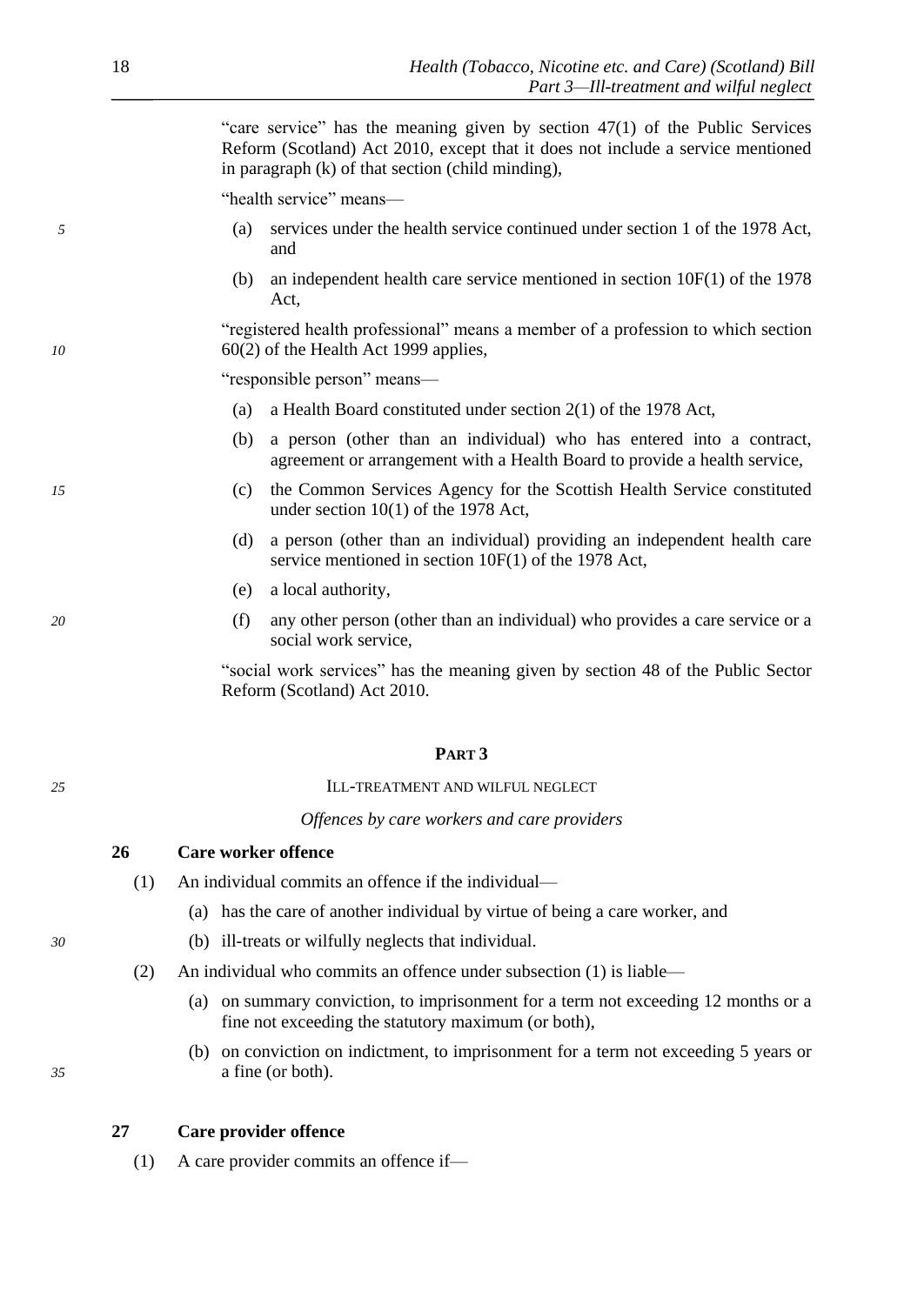"care service" has the meaning given by section 47(1) of the Public Services Reform (Scotland) Act 2010, except that it does not include a service mentioned in paragraph (k) of that section (child minding),

"health service" means—

(a) services under the health service continued under section 1 of the 1978 Act, and

(b) an independent health care service mentioned in section 10F(1) of the 1978 Act,

"registered health professional" means a member of a profession to which section 60(2) of the Health Act 1999 applies,

"responsible person" means—

(a) a Health Board constituted under section 2(1) of the 1978 Act,

(b) a person (other than an individual) who has entered into a contract, agreement or arrangement with a Health Board to provide a health service,

(c) the Common Services Agency for the Scottish Health Service constituted under section 10(1) of the 1978 Act,

(d) a person (other than an individual) providing an independent health care service mentioned in section 10F(1) of the 1978 Act,

(e) a local authority,

(f) any other person (other than an individual) who provides a care service or a social work service,

"social work services" has the meaning given by section 48 of the Public Sector Reform (Scotland) Act 2010.

## PART 3

## ILL-TREATMENT AND WILFUL NEGLECT

*Offences by care workers and care providers*

### 26 Care worker offence

(1) An individual commits an offence if the individual—

(a) has the care of another individual by virtue of being a care worker, and

(b) ill-treats or wilfully neglects that individual.

(2) An individual who commits an offence under subsection (1) is liable—

(a) on summary conviction, to imprisonment for a term not exceeding 12 months or a fine not exceeding the statutory maximum (or both),

(b) on conviction on indictment, to imprisonment for a term not exceeding 5 years or a fine (or both).

### 27 Care provider offence

(1) A care provider commits an offence if—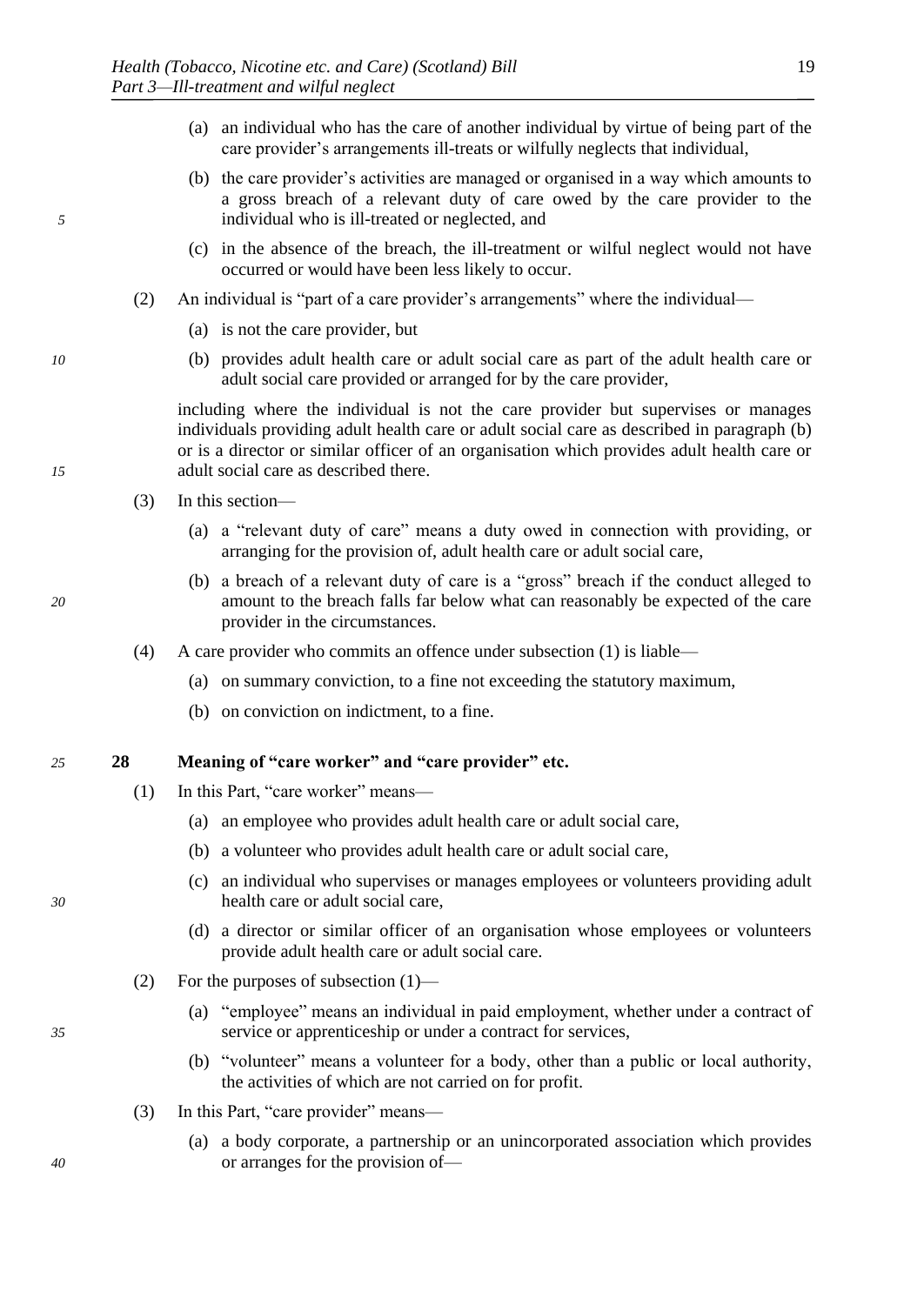(a) an individual who has the care of another individual by virtue of being part of the care provider's arrangements ill-treats or wilfully neglects that individual,

(b) the care provider's activities are managed or organised in a way which amounts to a gross breach of a relevant duty of care owed by the care provider to the individual who is ill-treated or neglected, and

(c) in the absence of the breach, the ill-treatment or wilful neglect would not have occurred or would have been less likely to occur.

(2) An individual is "part of a care provider's arrangements" where the individual—

(a) is not the care provider, but

(b) provides adult health care or adult social care as part of the adult health care or adult social care provided or arranged for by the care provider,

including where the individual is not the care provider but supervises or manages individuals providing adult health care or adult social care as described in paragraph (b) or is a director or similar officer of an organisation which provides adult health care or adult social care as described there.

(3) In this section—

(a) a "relevant duty of care" means a duty owed in connection with providing, or arranging for the provision of, adult health care or adult social care,

(b) a breach of a relevant duty of care is a "gross" breach if the conduct alleged to amount to the breach falls far below what can reasonably be expected of the care provider in the circumstances.

(4) A care provider who commits an offence under subsection (1) is liable—

(a) on summary conviction, to a fine not exceeding the statutory maximum,

(b) on conviction on indictment, to a fine.

## 28 Meaning of "care worker" and "care provider" etc.

(1) In this Part, "care worker" means—

(a) an employee who provides adult health care or adult social care,

(b) a volunteer who provides adult health care or adult social care,

(c) an individual who supervises or manages employees or volunteers providing adult health care or adult social care,

(d) a director or similar officer of an organisation whose employees or volunteers provide adult health care or adult social care.

(2) For the purposes of subsection (1)—

(a) "employee" means an individual in paid employment, whether under a contract of service or apprenticeship or under a contract for services,

(b) "volunteer" means a volunteer for a body, other than a public or local authority, the activities of which are not carried on for profit.

(3) In this Part, "care provider" means—

(a) a body corporate, a partnership or an unincorporated association which provides or arranges for the provision of—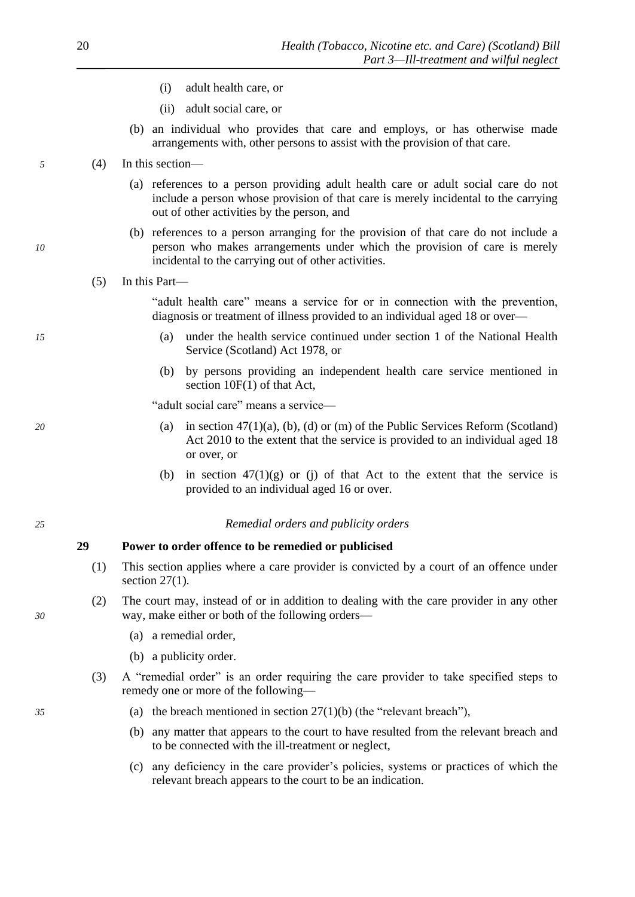(i) adult health care, or

(ii) adult social care, or

(b) an individual who provides that care and employs, or has otherwise made arrangements with, other persons to assist with the provision of that care.

(4) In this section—

(a) references to a person providing adult health care or adult social care do not include a person whose provision of that care is merely incidental to the carrying out of other activities by the person, and

(b) references to a person arranging for the provision of that care do not include a person who makes arrangements under which the provision of care is merely incidental to the carrying out of other activities.

(5) In this Part—

"adult health care" means a service for or in connection with the prevention, diagnosis or treatment of illness provided to an individual aged 18 or over—

(a) under the health service continued under section 1 of the National Health Service (Scotland) Act 1978, or

(b) by persons providing an independent health care service mentioned in section 10F(1) of that Act,

"adult social care" means a service—

(a) in section 47(1)(a), (b), (d) or (m) of the Public Services Reform (Scotland) Act 2010 to the extent that the service is provided to an individual aged 18 or over, or

(b) in section 47(1)(g) or (j) of that Act to the extent that the service is provided to an individual aged 16 or over.

*Remedial orders and publicity orders*

**29 Power to order offence to be remedied or publicised**

(1) This section applies where a care provider is convicted by a court of an offence under section 27(1).

(2) The court may, instead of or in addition to dealing with the care provider in any other way, make either or both of the following orders—

(a) a remedial order,

(b) a publicity order.

(3) A "remedial order" is an order requiring the care provider to take specified steps to remedy one or more of the following—

(a) the breach mentioned in section 27(1)(b) (the "relevant breach"),

(b) any matter that appears to the court to have resulted from the relevant breach and to be connected with the ill-treatment or neglect,

(c) any deficiency in the care provider's policies, systems or practices of which the relevant breach appears to the court to be an indication.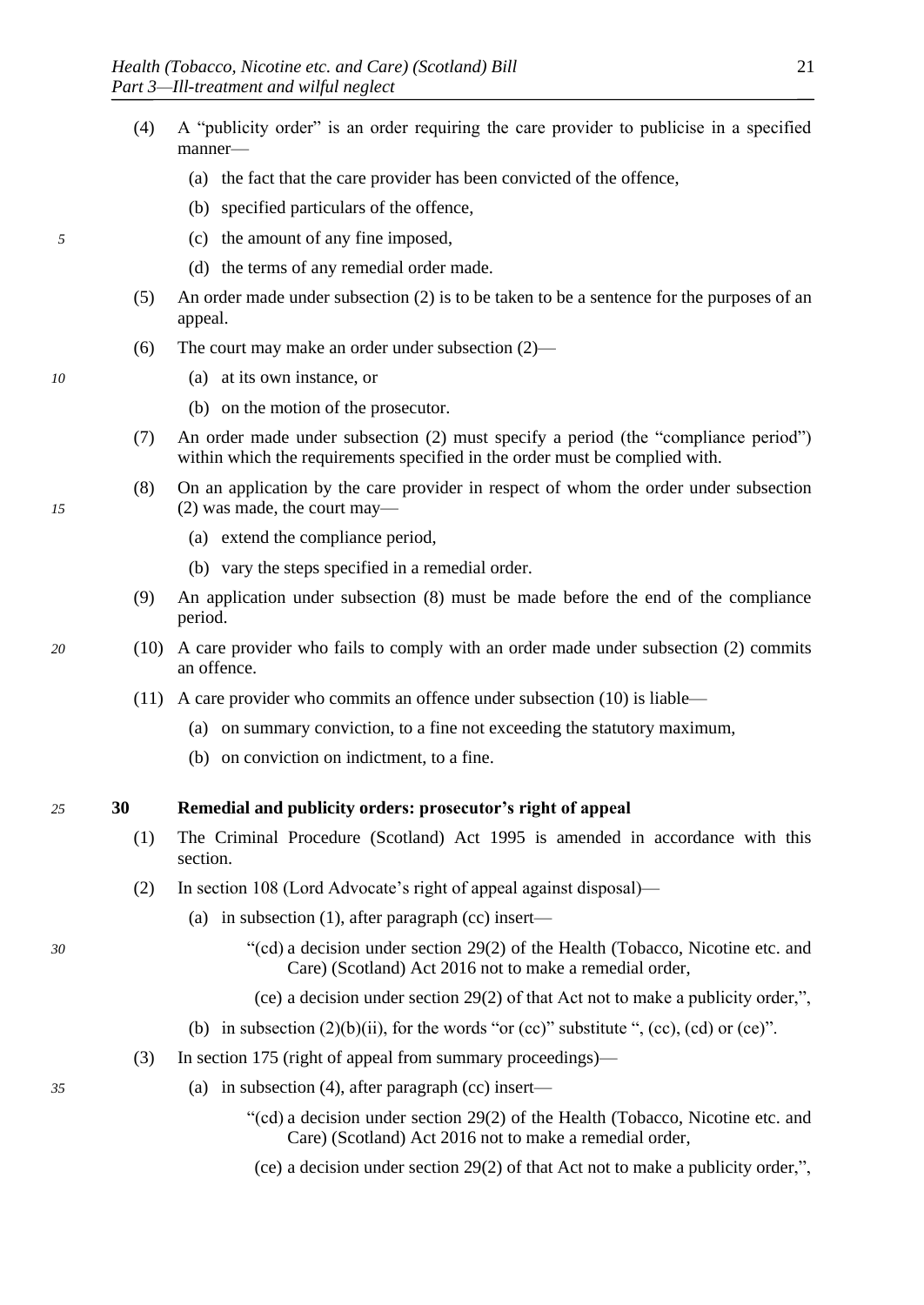(4) A "publicity order" is an order requiring the care provider to publicise in a specified manner—

(a) the fact that the care provider has been convicted of the offence,

(b) specified particulars of the offence,

(c) the amount of any fine imposed,

(d) the terms of any remedial order made.

(5) An order made under subsection (2) is to be taken to be a sentence for the purposes of an appeal.

(6) The court may make an order under subsection (2)—

(a) at its own instance, or

(b) on the motion of the prosecutor.

(7) An order made under subsection (2) must specify a period (the "compliance period") within which the requirements specified in the order must be complied with.

(8) On an application by the care provider in respect of whom the order under subsection (2) was made, the court may—

(a) extend the compliance period,

(b) vary the steps specified in a remedial order.

(9) An application under subsection (8) must be made before the end of the compliance period.

(10) A care provider who fails to comply with an order made under subsection (2) commits an offence.

(11) A care provider who commits an offence under subsection (10) is liable—

(a) on summary conviction, to a fine not exceeding the statutory maximum,

(b) on conviction on indictment, to a fine.

### 30 Remedial and publicity orders: prosecutor's right of appeal

(1) The Criminal Procedure (Scotland) Act 1995 is amended in accordance with this section.

(2) In section 108 (Lord Advocate's right of appeal against disposal)—

(a) in subsection (1), after paragraph (cc) insert—

"(cd) a decision under section 29(2) of the Health (Tobacco, Nicotine etc. and Care) (Scotland) Act 2016 not to make a remedial order,

(ce) a decision under section 29(2) of that Act not to make a publicity order,",

(b) in subsection (2)(b)(ii), for the words "or (cc)" substitute ", (cc), (cd) or (ce)".

(3) In section 175 (right of appeal from summary proceedings)—

(a) in subsection (4), after paragraph (cc) insert—

"(cd) a decision under section 29(2) of the Health (Tobacco, Nicotine etc. and Care) (Scotland) Act 2016 not to make a remedial order,

(ce) a decision under section 29(2) of that Act not to make a publicity order,",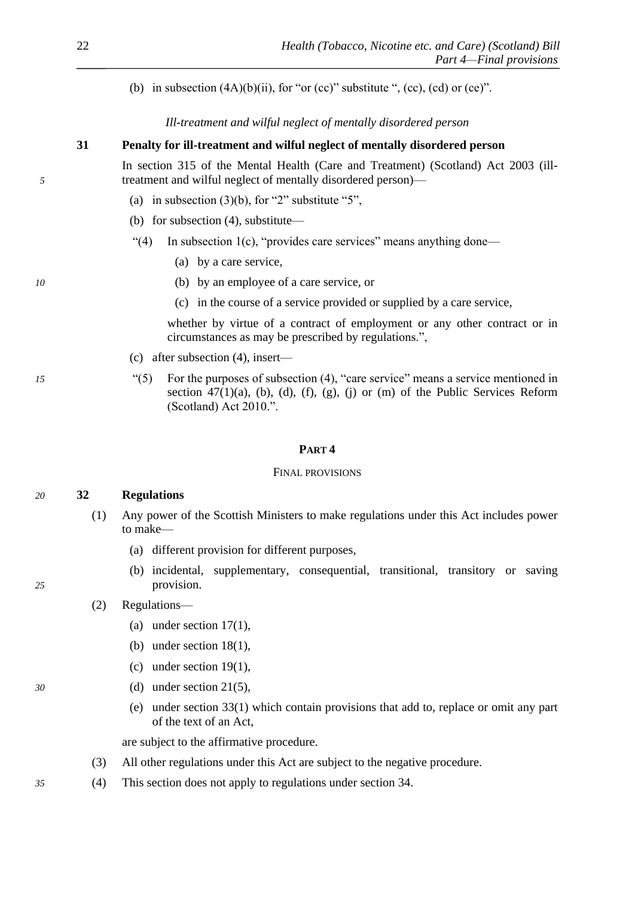(b) in subsection (4A)(b)(ii), for "or (cc)" substitute ", (cc), (cd) or (ce)".

*Ill-treatment and wilful neglect of mentally disordered person*

**31 Penalty for ill-treatment and wilful neglect of mentally disordered person**

In section 315 of the Mental Health (Care and Treatment) (Scotland) Act 2003 (ill-treatment and wilful neglect of mentally disordered person)—

(a) in subsection (3)(b), for "2" substitute "5",

(b) for subsection (4), substitute—

"(4) In subsection 1(c), "provides care services" means anything done—

(a) by a care service,

(b) by an employee of a care service, or

(c) in the course of a service provided or supplied by a care service,

whether by virtue of a contract of employment or any other contract or in circumstances as may be prescribed by regulations.",

(c) after subsection (4), insert—

"(5) For the purposes of subsection (4), "care service" means a service mentioned in section 47(1)(a), (b), (d), (f), (g), (j) or (m) of the Public Services Reform (Scotland) Act 2010.".

## PART 4

### FINAL PROVISIONS

**32 Regulations**

(1) Any power of the Scottish Ministers to make regulations under this Act includes power to make—

(a) different provision for different purposes,

(b) incidental, supplementary, consequential, transitional, transitory or saving provision.

(2) Regulations—

(a) under section 17(1),

(b) under section 18(1),

(c) under section 19(1),

(d) under section 21(5),

(e) under section 33(1) which contain provisions that add to, replace or omit any part of the text of an Act,

are subject to the affirmative procedure.

(3) All other regulations under this Act are subject to the negative procedure.

(4) This section does not apply to regulations under section 34.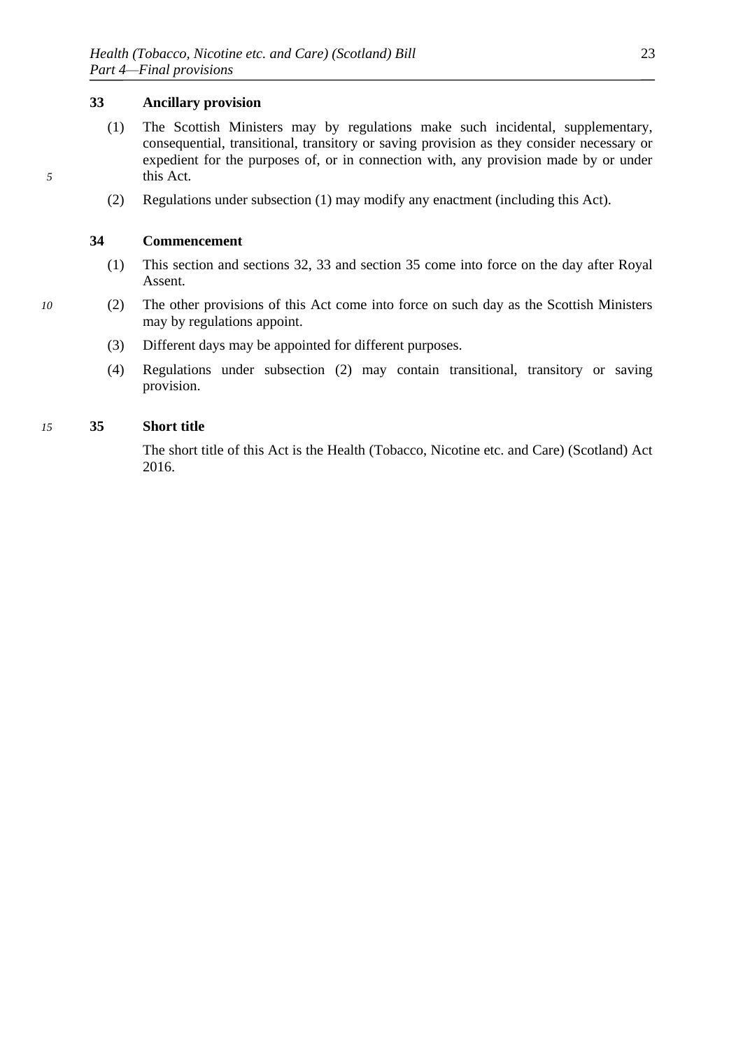### 33 Ancillary provision

(1) The Scottish Ministers may by regulations make such incidental, supplementary, consequential, transitional, transitory or saving provision as they consider necessary or expedient for the purposes of, or in connection with, any provision made by or under this Act.

(2) Regulations under subsection (1) may modify any enactment (including this Act).

### 34 Commencement

(1) This section and sections 32, 33 and section 35 come into force on the day after Royal Assent.

(2) The other provisions of this Act come into force on such day as the Scottish Ministers may by regulations appoint.

(3) Different days may be appointed for different purposes.

(4) Regulations under subsection (2) may contain transitional, transitory or saving provision.

### 35 Short title

The short title of this Act is the Health (Tobacco, Nicotine etc. and Care) (Scotland) Act 2016.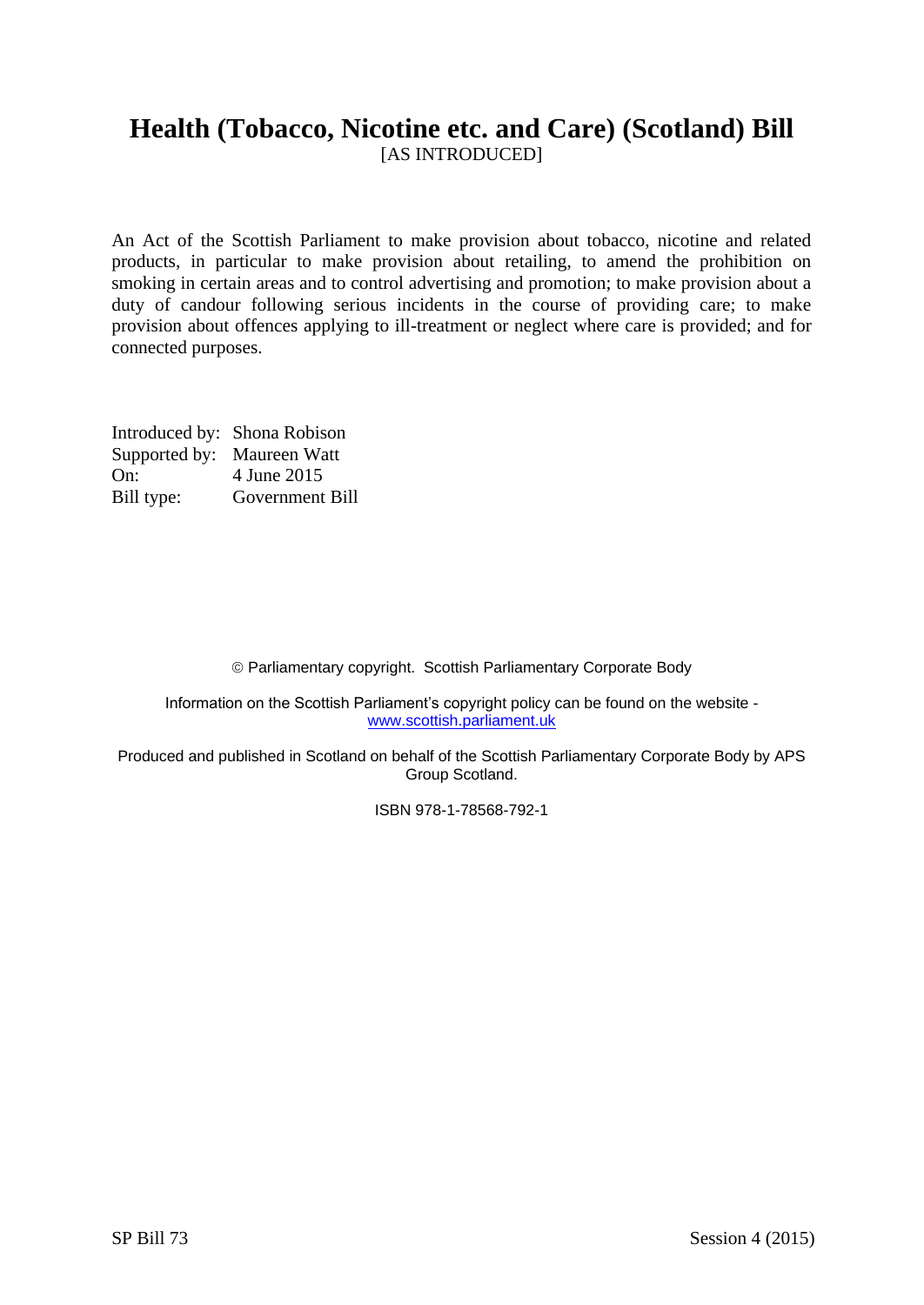# Health (Tobacco, Nicotine etc. and Care) (Scotland) Bill

[AS INTRODUCED]

An Act of the Scottish Parliament to make provision about tobacco, nicotine and related products, in particular to make provision about retailing, to amend the prohibition on smoking in certain areas and to control advertising and promotion; to make provision about a duty of candour following serious incidents in the course of providing care; to make provision about offences applying to ill-treatment or neglect where care is provided; and for connected purposes.

| | |
|---|---|
| Introduced by: | Shona Robison |
| Supported by: | Maureen Watt |
| On: | 4 June 2015 |
| Bill type: | Government Bill |

© Parliamentary copyright. Scottish Parliamentary Corporate Body

Information on the Scottish Parliament's copyright policy can be found on the website - www.scottish.parliament.uk

Produced and published in Scotland on behalf of the Scottish Parliamentary Corporate Body by APS Group Scotland.

ISBN 978-1-78568-792-1

SP Bill 73 Session 4 (2015)